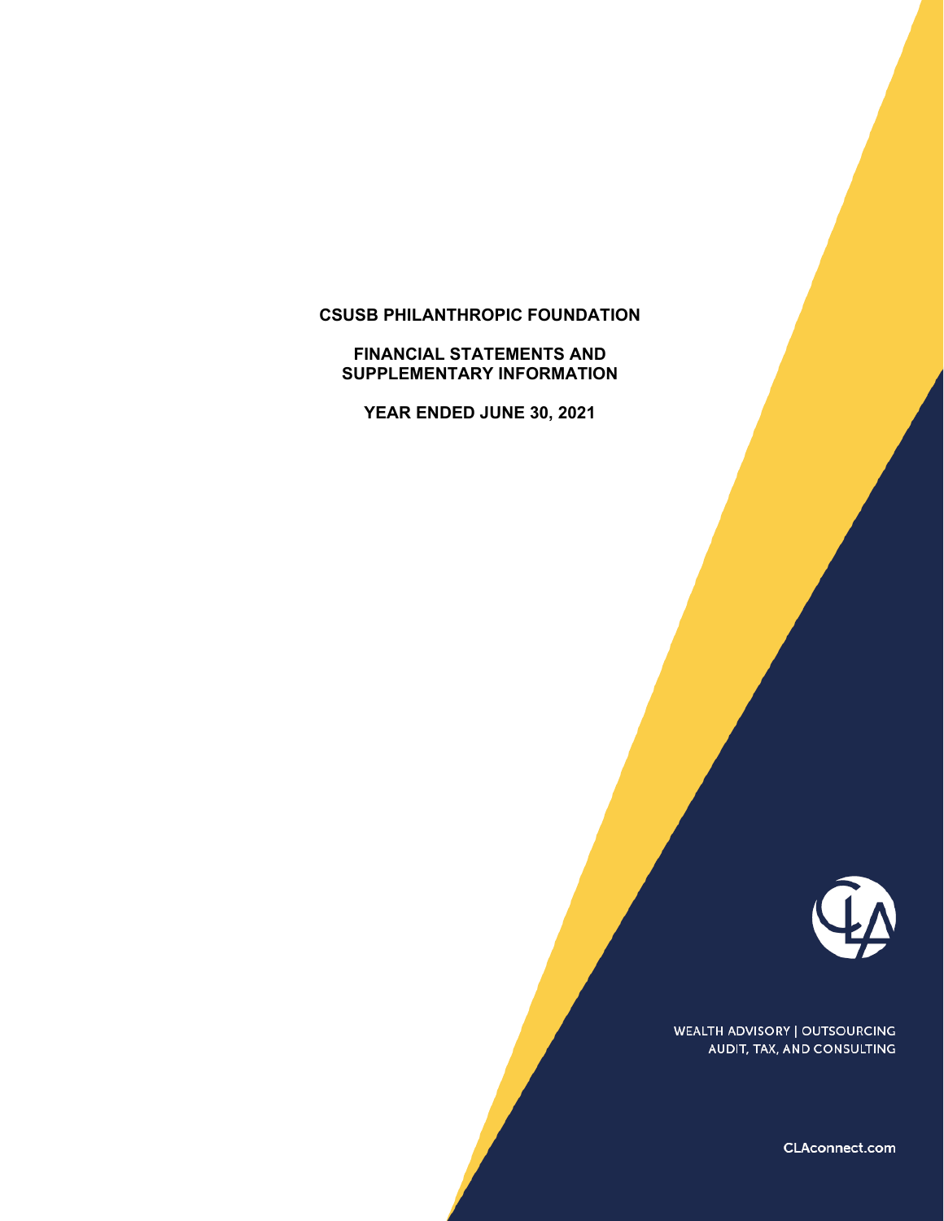# CSUSB PHILANTHROPIC FOUNDATION

## FINANCIAL STATEMENTS AND SUPPLEMENTARY INFORMATION

## YEAR ENDED JUNE 30, 2021

WEALTH ADVISORY | OUTSOURCING
AUDIT, TAX, AND CONSULTING

CLAconnect.com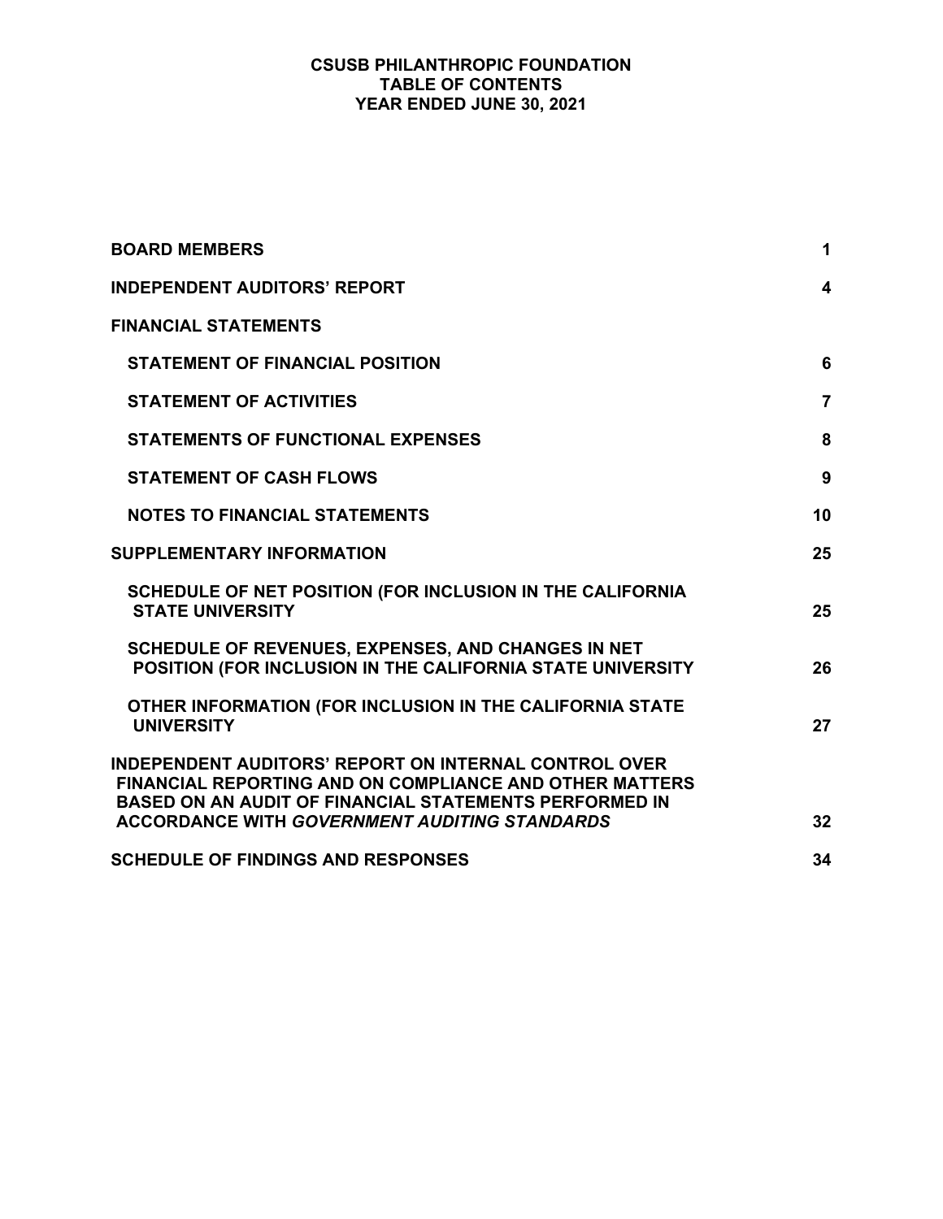# CSUSB PHILANTHROPIC FOUNDATION
## TABLE OF CONTENTS
## YEAR ENDED JUNE 30, 2021

| | |
|---|---|
| **BOARD MEMBERS** | **1** |
| **INDEPENDENT AUDITORS' REPORT** | **4** |
| **FINANCIAL STATEMENTS** | |
| **STATEMENT OF FINANCIAL POSITION** | **6** |
| **STATEMENT OF ACTIVITIES** | **7** |
| **STATEMENTS OF FUNCTIONAL EXPENSES** | **8** |
| **STATEMENT OF CASH FLOWS** | **9** |
| **NOTES TO FINANCIAL STATEMENTS** | **10** |
| **SUPPLEMENTARY INFORMATION** | **25** |
| **SCHEDULE OF NET POSITION (FOR INCLUSION IN THE CALIFORNIA STATE UNIVERSITY** | **25** |
| **SCHEDULE OF REVENUES, EXPENSES, AND CHANGES IN NET POSITION (FOR INCLUSION IN THE CALIFORNIA STATE UNIVERSITY** | **26** |
| **OTHER INFORMATION (FOR INCLUSION IN THE CALIFORNIA STATE UNIVERSITY** | **27** |
| **INDEPENDENT AUDITORS' REPORT ON INTERNAL CONTROL OVER FINANCIAL REPORTING AND ON COMPLIANCE AND OTHER MATTERS BASED ON AN AUDIT OF FINANCIAL STATEMENTS PERFORMED IN ACCORDANCE WITH *GOVERNMENT AUDITING STANDARDS*** | **32** |
| **SCHEDULE OF FINDINGS AND RESPONSES** | **34** |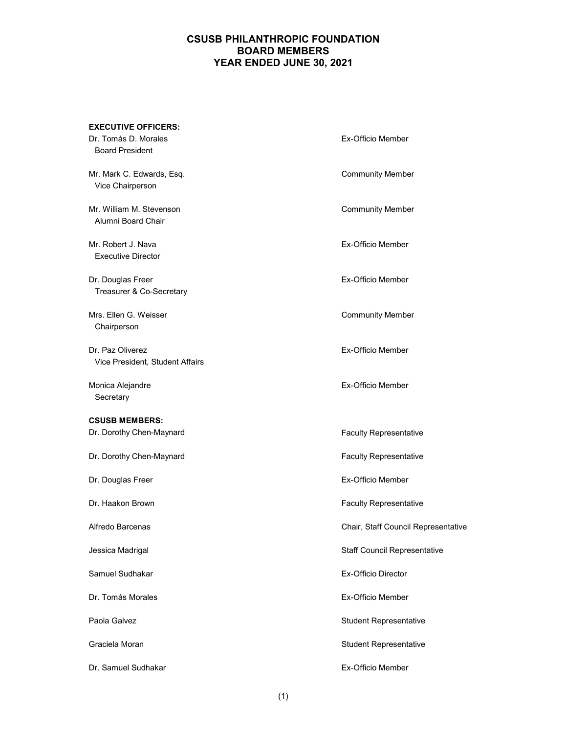# CSUSB PHILANTHROPIC FOUNDATION
## BOARD MEMBERS
## YEAR ENDED JUNE 30, 2021

**EXECUTIVE OFFICERS:**

| | |
|---|---|
| Dr. Tomás D. Morales<br>Board President | Ex-Officio Member |
| Mr. Mark C. Edwards, Esq.<br>Vice Chairperson | Community Member |
| Mr. William M. Stevenson<br>Alumni Board Chair | Community Member |
| Mr. Robert J. Nava<br>Executive Director | Ex-Officio Member |
| Dr. Douglas Freer<br>Treasurer & Co-Secretary | Ex-Officio Member |
| Mrs. Ellen G. Weisser<br>Chairperson | Community Member |
| Dr. Paz Oliverez<br>Vice President, Student Affairs | Ex-Officio Member |
| Monica Alejandre<br>Secretary | Ex-Officio Member |

**CSUSB MEMBERS:**

| | |
|---|---|
| Dr. Dorothy Chen-Maynard | Faculty Representative |
| Dr. Dorothy Chen-Maynard | Faculty Representative |
| Dr. Douglas Freer | Ex-Officio Member |
| Dr. Haakon Brown | Faculty Representative |
| Alfredo Barcenas | Chair, Staff Council Representative |
| Jessica Madrigal | Staff Council Representative |
| Samuel Sudhakar | Ex-Officio Director |
| Dr. Tomás Morales | Ex-Officio Member |
| Paola Galvez | Student Representative |
| Graciela Moran | Student Representative |
| Dr. Samuel Sudhakar | Ex-Officio Member |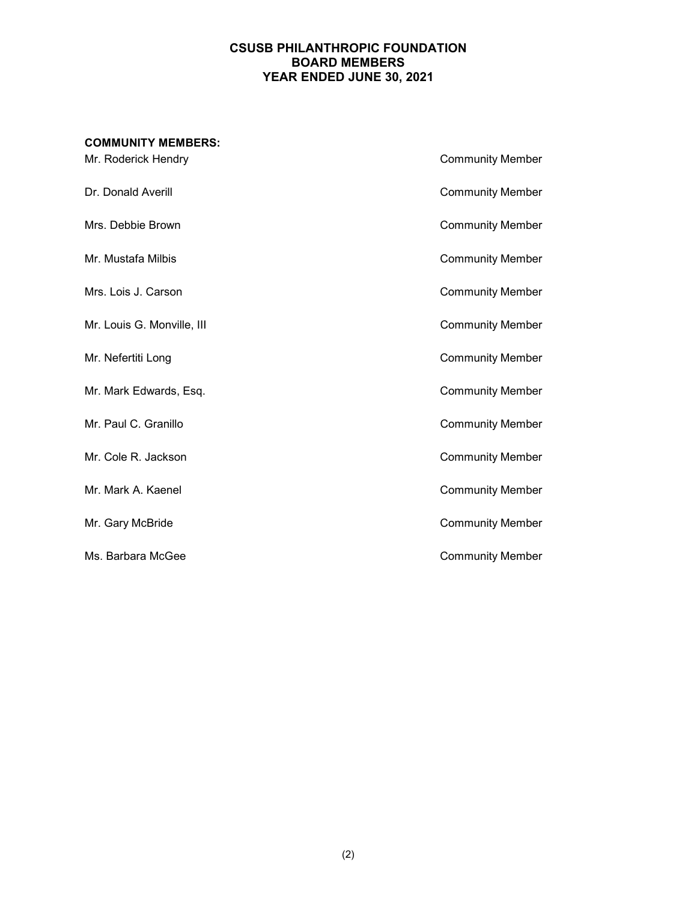# CSUSB PHILANTHROPIC FOUNDATION
# BOARD MEMBERS
# YEAR ENDED JUNE 30, 2021

**COMMUNITY MEMBERS:**

| | |
|---|---|
| Mr. Roderick Hendry | Community Member |
| Dr. Donald Averill | Community Member |
| Mrs. Debbie Brown | Community Member |
| Mr. Mustafa Milbis | Community Member |
| Mrs. Lois J. Carson | Community Member |
| Mr. Louis G. Monville, III | Community Member |
| Mr. Nefertiti Long | Community Member |
| Mr. Mark Edwards, Esq. | Community Member |
| Mr. Paul C. Granillo | Community Member |
| Mr. Cole R. Jackson | Community Member |
| Mr. Mark A. Kaenel | Community Member |
| Mr. Gary McBride | Community Member |
| Ms. Barbara McGee | Community Member |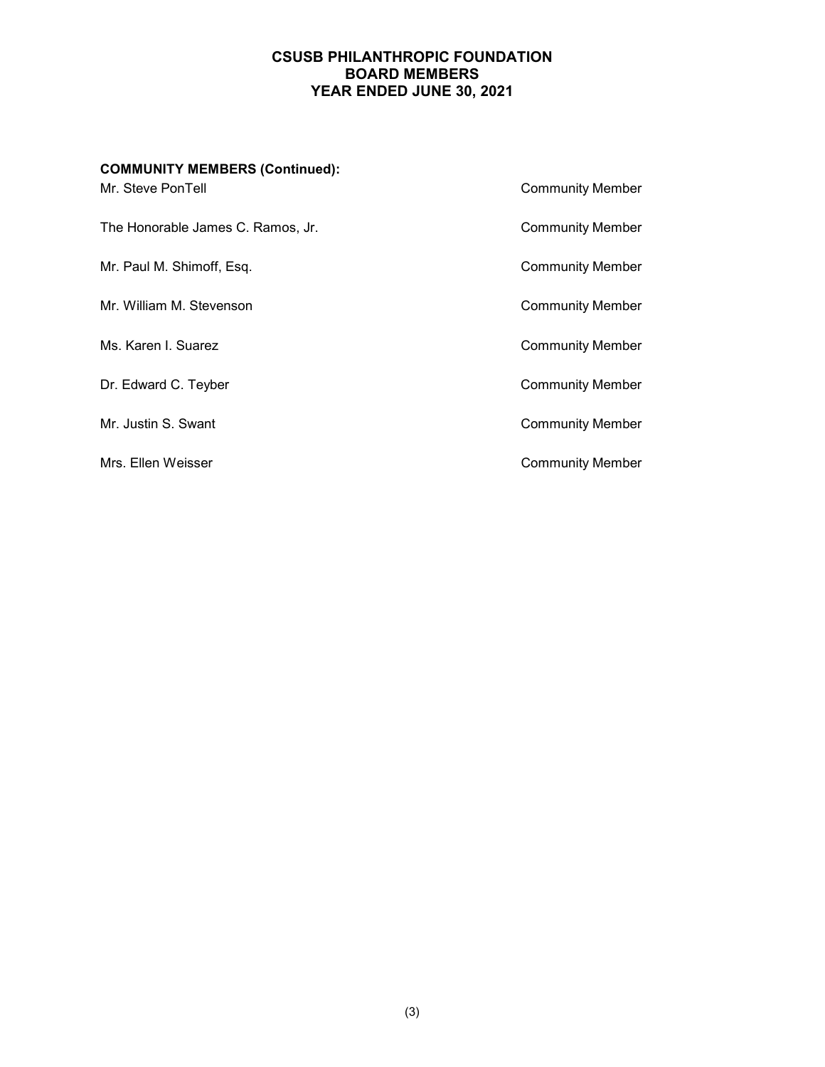# CSUSB PHILANTHROPIC FOUNDATION
## BOARD MEMBERS
## YEAR ENDED JUNE 30, 2021

**COMMUNITY MEMBERS (Continued):**

| | |
|---|---|
| Mr. Steve PonTell | Community Member |
| The Honorable James C. Ramos, Jr. | Community Member |
| Mr. Paul M. Shimoff, Esq. | Community Member |
| Mr. William M. Stevenson | Community Member |
| Ms. Karen I. Suarez | Community Member |
| Dr. Edward C. Teyber | Community Member |
| Mr. Justin S. Swant | Community Member |
| Mrs. Ellen Weisser | Community Member |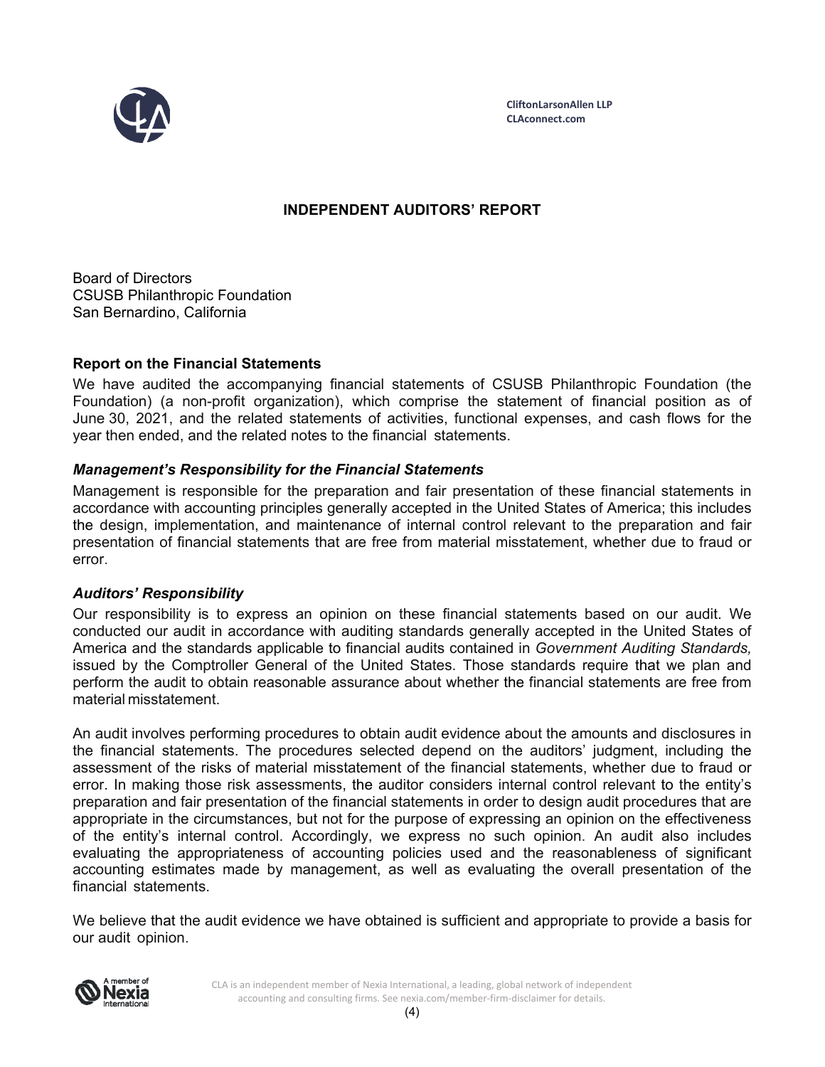CliftonLarsonAllen LLP
CLAconnect.com

## INDEPENDENT AUDITORS' REPORT

Board of Directors
CSUSB Philanthropic Foundation
San Bernardino, California

### Report on the Financial Statements

We have audited the accompanying financial statements of CSUSB Philanthropic Foundation (the Foundation) (a non-profit organization), which comprise the statement of financial position as of June 30, 2021, and the related statements of activities, functional expenses, and cash flows for the year then ended, and the related notes to the financial statements.

### *Management's Responsibility for the Financial Statements*

Management is responsible for the preparation and fair presentation of these financial statements in accordance with accounting principles generally accepted in the United States of America; this includes the design, implementation, and maintenance of internal control relevant to the preparation and fair presentation of financial statements that are free from material misstatement, whether due to fraud or error.

### *Auditors' Responsibility*

Our responsibility is to express an opinion on these financial statements based on our audit. We conducted our audit in accordance with auditing standards generally accepted in the United States of America and the standards applicable to financial audits contained in *Government Auditing Standards,* issued by the Comptroller General of the United States. Those standards require that we plan and perform the audit to obtain reasonable assurance about whether the financial statements are free from material misstatement.

An audit involves performing procedures to obtain audit evidence about the amounts and disclosures in the financial statements. The procedures selected depend on the auditors' judgment, including the assessment of the risks of material misstatement of the financial statements, whether due to fraud or error. In making those risk assessments, the auditor considers internal control relevant to the entity's preparation and fair presentation of the financial statements in order to design audit procedures that are appropriate in the circumstances, but not for the purpose of expressing an opinion on the effectiveness of the entity's internal control. Accordingly, we express no such opinion. An audit also includes evaluating the appropriateness of accounting policies used and the reasonableness of significant accounting estimates made by management, as well as evaluating the overall presentation of the financial statements.

We believe that the audit evidence we have obtained is sufficient and appropriate to provide a basis for our audit opinion.

CLA is an independent member of Nexia International, a leading, global network of independent accounting and consulting firms. See nexia.com/member-firm-disclaimer for details.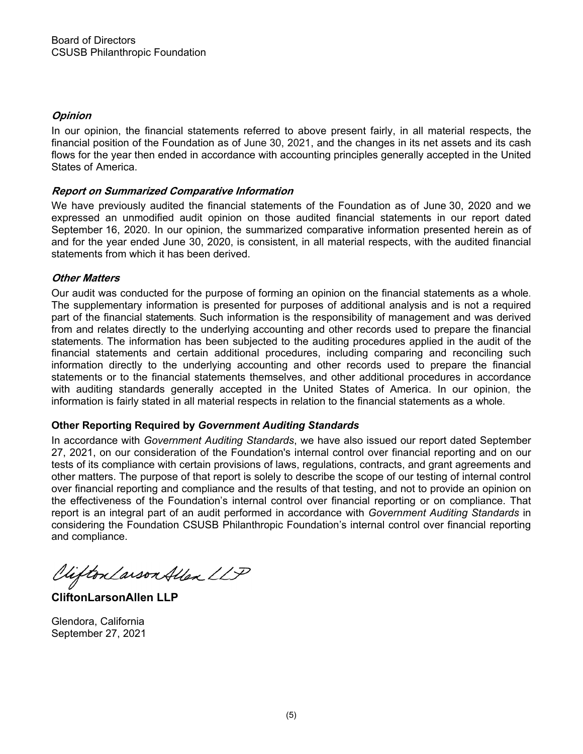Board of Directors
CSUSB Philanthropic Foundation

***Opinion***

In our opinion, the financial statements referred to above present fairly, in all material respects, the financial position of the Foundation as of June 30, 2021, and the changes in its net assets and its cash flows for the year then ended in accordance with accounting principles generally accepted in the United States of America.

***Report on Summarized Comparative Information***

We have previously audited the financial statements of the Foundation as of June 30, 2020 and we expressed an unmodified audit opinion on those audited financial statements in our report dated September 16, 2020. In our opinion, the summarized comparative information presented herein as of and for the year ended June 30, 2020, is consistent, in all material respects, with the audited financial statements from which it has been derived.

***Other Matters***

Our audit was conducted for the purpose of forming an opinion on the financial statements as a whole. The supplementary information is presented for purposes of additional analysis and is not a required part of the financial statements. Such information is the responsibility of management and was derived from and relates directly to the underlying accounting and other records used to prepare the financial statements. The information has been subjected to the auditing procedures applied in the audit of the financial statements and certain additional procedures, including comparing and reconciling such information directly to the underlying accounting and other records used to prepare the financial statements or to the financial statements themselves, and other additional procedures in accordance with auditing standards generally accepted in the United States of America. In our opinion, the information is fairly stated in all material respects in relation to the financial statements as a whole.

**Other Reporting Required by *Government Auditing Standards***

In accordance with *Government Auditing Standards*, we have also issued our report dated September 27, 2021, on our consideration of the Foundation's internal control over financial reporting and on our tests of its compliance with certain provisions of laws, regulations, contracts, and grant agreements and other matters. The purpose of that report is solely to describe the scope of our testing of internal control over financial reporting and compliance and the results of that testing, and not to provide an opinion on the effectiveness of the Foundation's internal control over financial reporting or on compliance. That report is an integral part of an audit performed in accordance with *Government Auditing Standards* in considering the Foundation CSUSB Philanthropic Foundation's internal control over financial reporting and compliance.

CliftonLarsonAllen LLP

**CliftonLarsonAllen LLP**

Glendora, California
September 27, 2021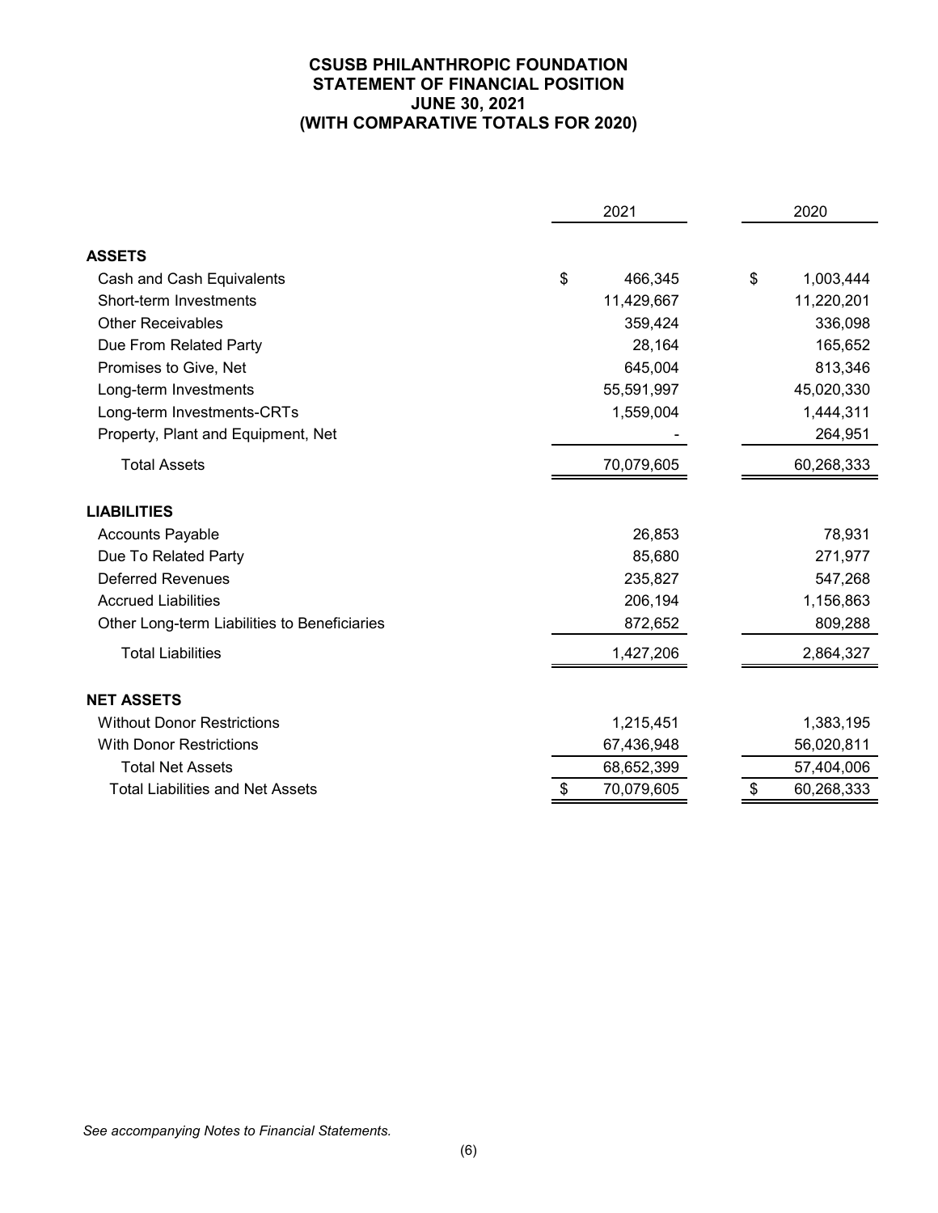# CSUSB PHILANTHROPIC FOUNDATION
## STATEMENT OF FINANCIAL POSITION
## JUNE 30, 2021
## (WITH COMPARATIVE TOTALS FOR 2020)

| | 2021 | 2020 |
|---|---|---|
| **ASSETS** | | |
| Cash and Cash Equivalents | $ 466,345 | $ 1,003,444 |
| Short-term Investments | 11,429,667 | 11,220,201 |
| Other Receivables | 359,424 | 336,098 |
| Due From Related Party | 28,164 | 165,652 |
| Promises to Give, Net | 645,004 | 813,346 |
| Long-term Investments | 55,591,997 | 45,020,330 |
| Long-term Investments-CRTs | 1,559,004 | 1,444,311 |
| Property, Plant and Equipment, Net | - | 264,951 |
| Total Assets | 70,079,605 | 60,268,333 |
| **LIABILITIES** | | |
| Accounts Payable | 26,853 | 78,931 |
| Due To Related Party | 85,680 | 271,977 |
| Deferred Revenues | 235,827 | 547,268 |
| Accrued Liabilities | 206,194 | 1,156,863 |
| Other Long-term Liabilities to Beneficiaries | 872,652 | 809,288 |
| Total Liabilities | 1,427,206 | 2,864,327 |
| **NET ASSETS** | | |
| Without Donor Restrictions | 1,215,451 | 1,383,195 |
| With Donor Restrictions | 67,436,948 | 56,020,811 |
| Total Net Assets | 68,652,399 | 57,404,006 |
| Total Liabilities and Net Assets | $ 70,079,605 | $ 60,268,333 |

*See accompanying Notes to Financial Statements.*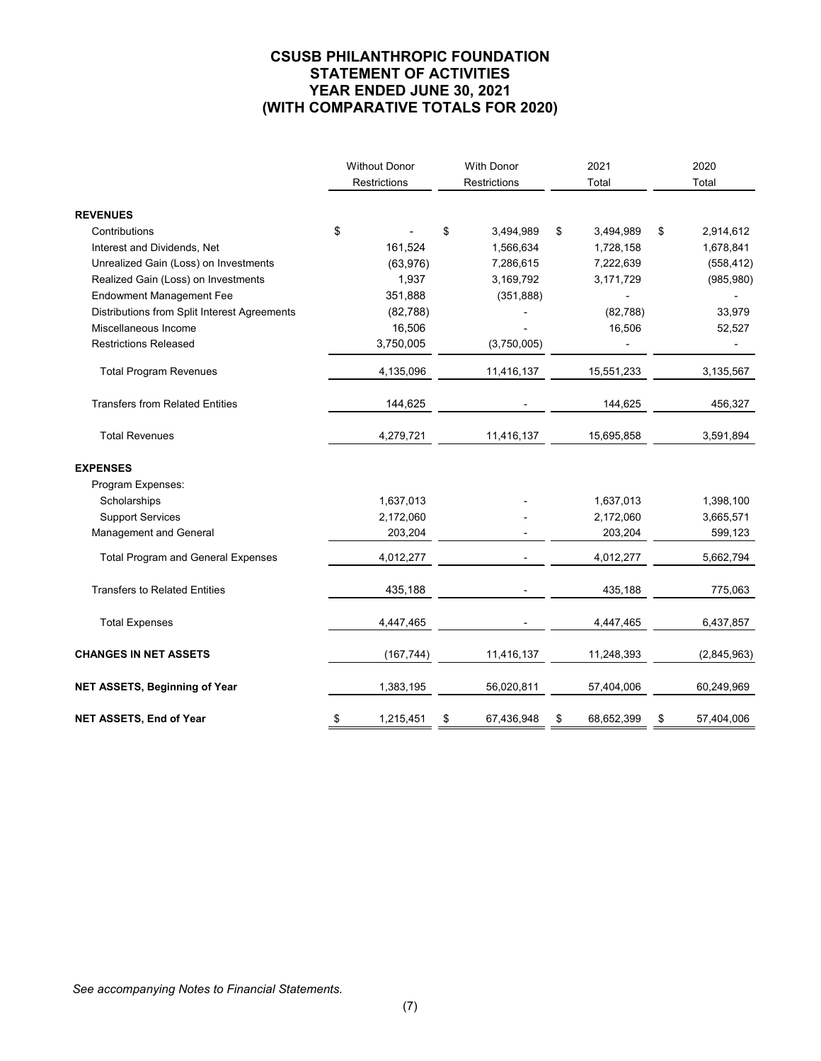# CSUSB PHILANTHROPIC FOUNDATION
## STATEMENT OF ACTIVITIES
## YEAR ENDED JUNE 30, 2021
## (WITH COMPARATIVE TOTALS FOR 2020)

| | Without Donor Restrictions | With Donor Restrictions | 2021 Total | 2020 Total |
|---|---|---|---|---|
| **REVENUES** | | | | |
| Contributions | $ - | $ 3,494,989 | $ 3,494,989 | $ 2,914,612 |
| Interest and Dividends, Net | 161,524 | 1,566,634 | 1,728,158 | 1,678,841 |
| Unrealized Gain (Loss) on Investments | (63,976) | 7,286,615 | 7,222,639 | (558,412) |
| Realized Gain (Loss) on Investments | 1,937 | 3,169,792 | 3,171,729 | (985,980) |
| Endowment Management Fee | 351,888 | (351,888) | - | - |
| Distributions from Split Interest Agreements | (82,788) | - | (82,788) | 33,979 |
| Miscellaneous Income | 16,506 | - | 16,506 | 52,527 |
| Restrictions Released | 3,750,005 | (3,750,005) | - | - |
| Total Program Revenues | 4,135,096 | 11,416,137 | 15,551,233 | 3,135,567 |
| Transfers from Related Entities | 144,625 | - | 144,625 | 456,327 |
| Total Revenues | 4,279,721 | 11,416,137 | 15,695,858 | 3,591,894 |
| **EXPENSES** | | | | |
| Program Expenses: | | | | |
| Scholarships | 1,637,013 | - | 1,637,013 | 1,398,100 |
| Support Services | 2,172,060 | - | 2,172,060 | 3,665,571 |
| Management and General | 203,204 | - | 203,204 | 599,123 |
| Total Program and General Expenses | 4,012,277 | - | 4,012,277 | 5,662,794 |
| Transfers to Related Entities | 435,188 | - | 435,188 | 775,063 |
| Total Expenses | 4,447,465 | - | 4,447,465 | 6,437,857 |
| **CHANGES IN NET ASSETS** | (167,744) | 11,416,137 | 11,248,393 | (2,845,963) |
| **NET ASSETS, Beginning of Year** | 1,383,195 | 56,020,811 | 57,404,006 | 60,249,969 |
| **NET ASSETS, End of Year** | $ 1,215,451 | $ 67,436,948 | $ 68,652,399 | $ 57,404,006 |

*See accompanying Notes to Financial Statements.*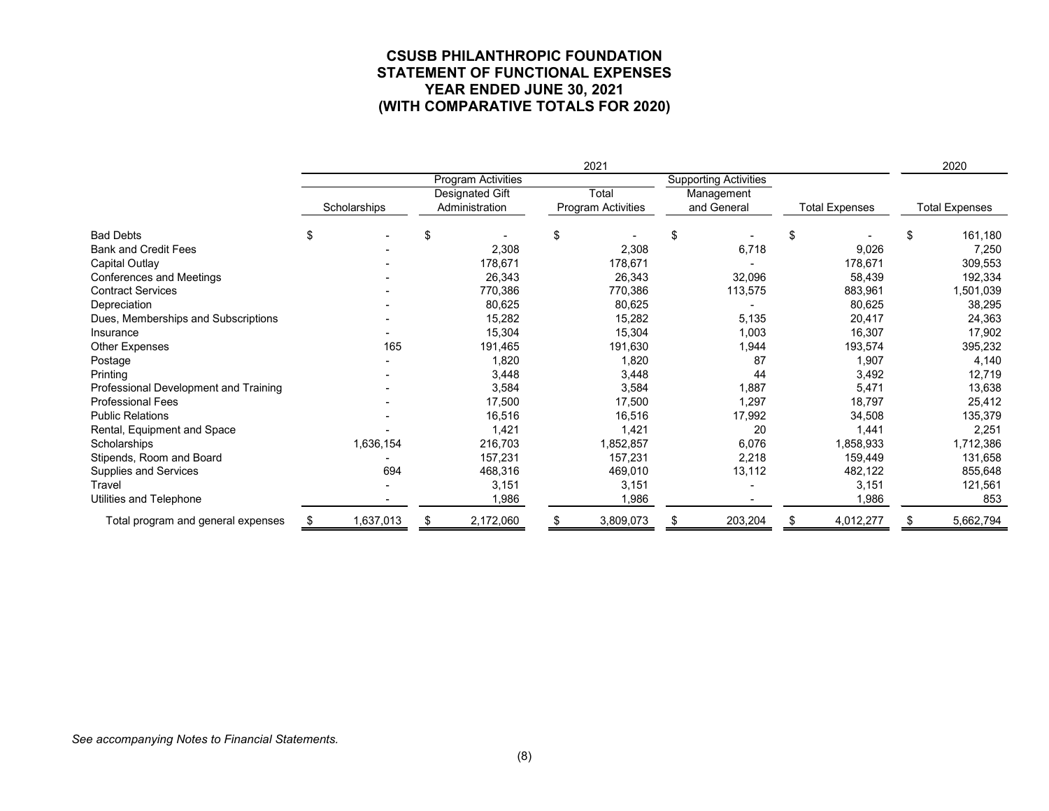# CSUSB PHILANTHROPIC FOUNDATION
## STATEMENT OF FUNCTIONAL EXPENSES
### YEAR ENDED JUNE 30, 2021
### (WITH COMPARATIVE TOTALS FOR 2020)

| | 2021 | | | | | 2020 |
|---|---|---|---|---|---|---|
| | Program Activities | | | Supporting Activities | | |
| | Scholarships | Designated Gift Administration | Total Program Activities | Management and General | Total Expenses | Total Expenses |
| Bad Debts | $ - | $ - | $ - | $ - | $ - | $ 161,180 |
| Bank and Credit Fees | - | 2,308 | 2,308 | 6,718 | 9,026 | 7,250 |
| Capital Outlay | - | 178,671 | 178,671 | - | 178,671 | 309,553 |
| Conferences and Meetings | - | 26,343 | 26,343 | 32,096 | 58,439 | 192,334 |
| Contract Services | - | 770,386 | 770,386 | 113,575 | 883,961 | 1,501,039 |
| Depreciation | - | 80,625 | 80,625 | - | 80,625 | 38,295 |
| Dues, Memberships and Subscriptions | - | 15,282 | 15,282 | 5,135 | 20,417 | 24,363 |
| Insurance | - | 15,304 | 15,304 | 1,003 | 16,307 | 17,902 |
| Other Expenses | 165 | 191,465 | 191,630 | 1,944 | 193,574 | 395,232 |
| Postage | - | 1,820 | 1,820 | 87 | 1,907 | 4,140 |
| Printing | - | 3,448 | 3,448 | 44 | 3,492 | 12,719 |
| Professional Development and Training | - | 3,584 | 3,584 | 1,887 | 5,471 | 13,638 |
| Professional Fees | - | 17,500 | 17,500 | 1,297 | 18,797 | 25,412 |
| Public Relations | - | 16,516 | 16,516 | 17,992 | 34,508 | 135,379 |
| Rental, Equipment and Space | - | 1,421 | 1,421 | 20 | 1,441 | 2,251 |
| Scholarships | 1,636,154 | 216,703 | 1,852,857 | 6,076 | 1,858,933 | 1,712,386 |
| Stipends, Room and Board | - | 157,231 | 157,231 | 2,218 | 159,449 | 131,658 |
| Supplies and Services | 694 | 468,316 | 469,010 | 13,112 | 482,122 | 855,648 |
| Travel | - | 3,151 | 3,151 | - | 3,151 | 121,561 |
| Utilities and Telephone | - | 1,986 | 1,986 | - | 1,986 | 853 |
| Total program and general expenses | $ 1,637,013 | $ 2,172,060 | $ 3,809,073 | $ 203,204 | $ 4,012,277 | $ 5,662,794 |

*See accompanying Notes to Financial Statements.*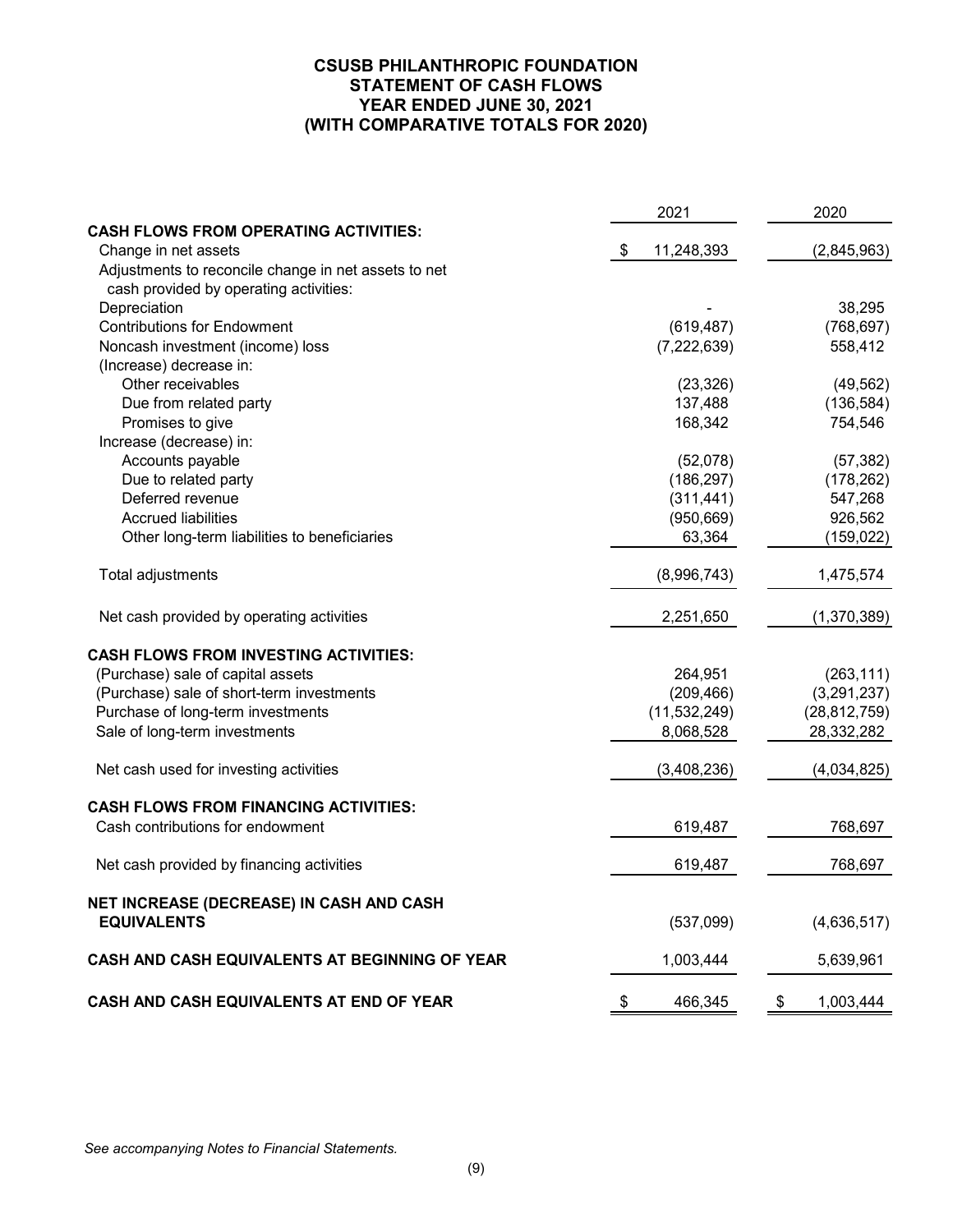# CSUSB PHILANTHROPIC FOUNDATION
## STATEMENT OF CASH FLOWS
## YEAR ENDED JUNE 30, 2021
## (WITH COMPARATIVE TOTALS FOR 2020)

| | 2021 | 2020 |
|---|---|---|
| **CASH FLOWS FROM OPERATING ACTIVITIES:** | | |
| Change in net assets | $ 11,248,393 | (2,845,963) |
| Adjustments to reconcile change in net assets to net cash provided by operating activities: | | |
| Depreciation | - | 38,295 |
| Contributions for Endowment | (619,487) | (768,697) |
| Noncash investment (income) loss | (7,222,639) | 558,412 |
| (Increase) decrease in: | | |
| Other receivables | (23,326) | (49,562) |
| Due from related party | 137,488 | (136,584) |
| Promises to give | 168,342 | 754,546 |
| Increase (decrease) in: | | |
| Accounts payable | (52,078) | (57,382) |
| Due to related party | (186,297) | (178,262) |
| Deferred revenue | (311,441) | 547,268 |
| Accrued liabilities | (950,669) | 926,562 |
| Other long-term liabilities to beneficiaries | 63,364 | (159,022) |
| Total adjustments | (8,996,743) | 1,475,574 |
| Net cash provided by operating activities | 2,251,650 | (1,370,389) |
| **CASH FLOWS FROM INVESTING ACTIVITIES:** | | |
| (Purchase) sale of capital assets | 264,951 | (263,111) |
| (Purchase) sale of short-term investments | (209,466) | (3,291,237) |
| Purchase of long-term investments | (11,532,249) | (28,812,759) |
| Sale of long-term investments | 8,068,528 | 28,332,282 |
| Net cash used for investing activities | (3,408,236) | (4,034,825) |
| **CASH FLOWS FROM FINANCING ACTIVITIES:** | | |
| Cash contributions for endowment | 619,487 | 768,697 |
| Net cash provided by financing activities | 619,487 | 768,697 |
| **NET INCREASE (DECREASE) IN CASH AND CASH EQUIVALENTS** | (537,099) | (4,636,517) |
| **CASH AND CASH EQUIVALENTS AT BEGINNING OF YEAR** | 1,003,444 | 5,639,961 |
| **CASH AND CASH EQUIVALENTS AT END OF YEAR** | $ 466,345 | $ 1,003,444 |

*See accompanying Notes to Financial Statements.*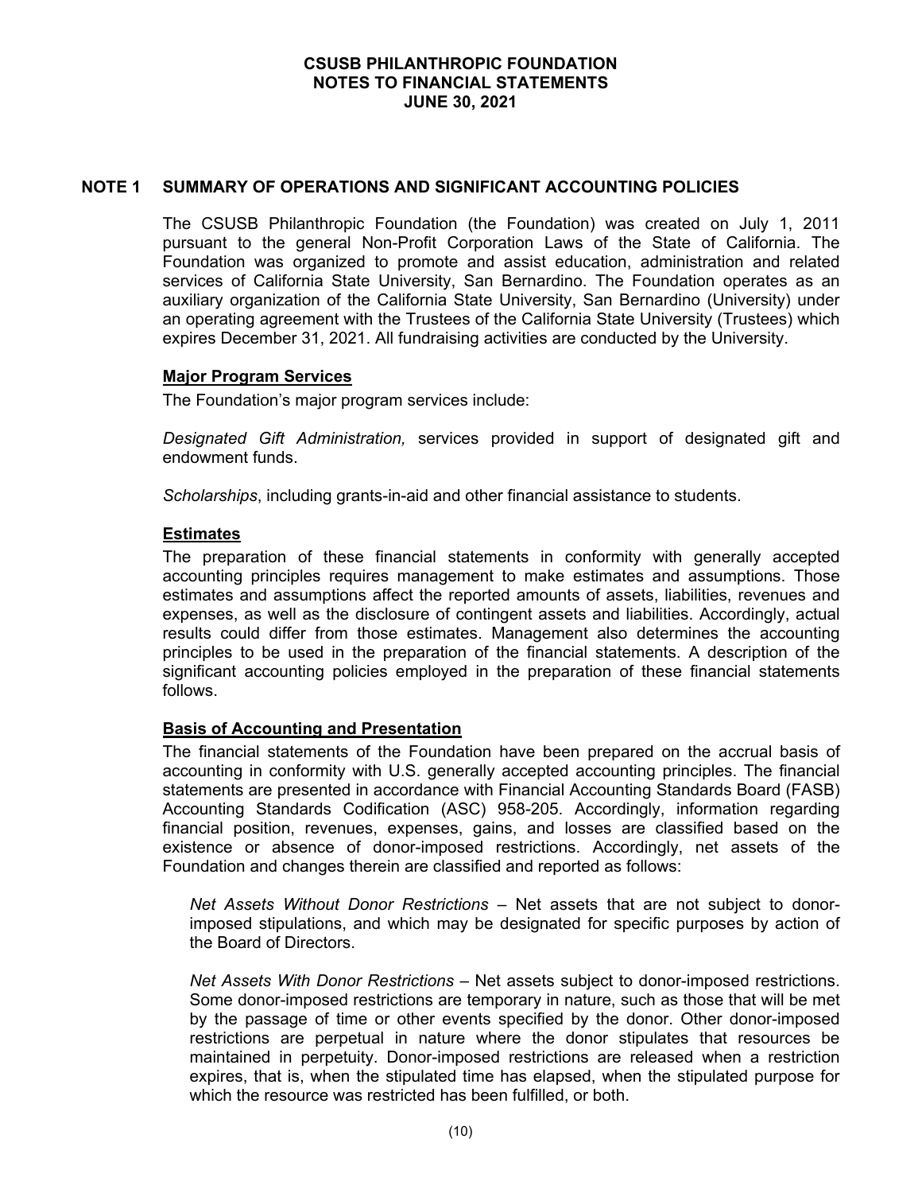# CSUSB PHILANTHROPIC FOUNDATION
# NOTES TO FINANCIAL STATEMENTS
# JUNE 30, 2021

## NOTE 1 SUMMARY OF OPERATIONS AND SIGNIFICANT ACCOUNTING POLICIES

The CSUSB Philanthropic Foundation (the Foundation) was created on July 1, 2011 pursuant to the general Non-Profit Corporation Laws of the State of California. The Foundation was organized to promote and assist education, administration and related services of California State University, San Bernardino. The Foundation operates as an auxiliary organization of the California State University, San Bernardino (University) under an operating agreement with the Trustees of the California State University (Trustees) which expires December 31, 2021. All fundraising activities are conducted by the University.

### Major Program Services

The Foundation's major program services include:

*Designated Gift Administration,* services provided in support of designated gift and endowment funds.

*Scholarships*, including grants-in-aid and other financial assistance to students.

### Estimates

The preparation of these financial statements in conformity with generally accepted accounting principles requires management to make estimates and assumptions. Those estimates and assumptions affect the reported amounts of assets, liabilities, revenues and expenses, as well as the disclosure of contingent assets and liabilities. Accordingly, actual results could differ from those estimates. Management also determines the accounting principles to be used in the preparation of the financial statements. A description of the significant accounting policies employed in the preparation of these financial statements follows.

### Basis of Accounting and Presentation

The financial statements of the Foundation have been prepared on the accrual basis of accounting in conformity with U.S. generally accepted accounting principles. The financial statements are presented in accordance with Financial Accounting Standards Board (FASB) Accounting Standards Codification (ASC) 958-205. Accordingly, information regarding financial position, revenues, expenses, gains, and losses are classified based on the existence or absence of donor-imposed restrictions. Accordingly, net assets of the Foundation and changes therein are classified and reported as follows:

*Net Assets Without Donor Restrictions* – Net assets that are not subject to donor-imposed stipulations, and which may be designated for specific purposes by action of the Board of Directors.

*Net Assets With Donor Restrictions* – Net assets subject to donor-imposed restrictions. Some donor-imposed restrictions are temporary in nature, such as those that will be met by the passage of time or other events specified by the donor. Other donor-imposed restrictions are perpetual in nature where the donor stipulates that resources be maintained in perpetuity. Donor-imposed restrictions are released when a restriction expires, that is, when the stipulated time has elapsed, when the stipulated purpose for which the resource was restricted has been fulfilled, or both.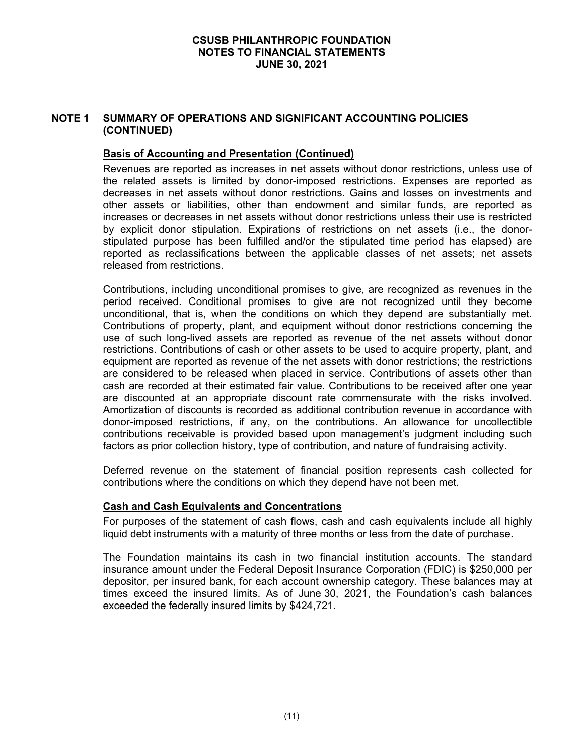## NOTE 1 SUMMARY OF OPERATIONS AND SIGNIFICANT ACCOUNTING POLICIES (CONTINUED)

### Basis of Accounting and Presentation (Continued)

Revenues are reported as increases in net assets without donor restrictions, unless use of the related assets is limited by donor-imposed restrictions. Expenses are reported as decreases in net assets without donor restrictions. Gains and losses on investments and other assets or liabilities, other than endowment and similar funds, are reported as increases or decreases in net assets without donor restrictions unless their use is restricted by explicit donor stipulation. Expirations of restrictions on net assets (i.e., the donor-stipulated purpose has been fulfilled and/or the stipulated time period has elapsed) are reported as reclassifications between the applicable classes of net assets; net assets released from restrictions.

Contributions, including unconditional promises to give, are recognized as revenues in the period received. Conditional promises to give are not recognized until they become unconditional, that is, when the conditions on which they depend are substantially met. Contributions of property, plant, and equipment without donor restrictions concerning the use of such long-lived assets are reported as revenue of the net assets without donor restrictions. Contributions of cash or other assets to be used to acquire property, plant, and equipment are reported as revenue of the net assets with donor restrictions; the restrictions are considered to be released when placed in service. Contributions of assets other than cash are recorded at their estimated fair value. Contributions to be received after one year are discounted at an appropriate discount rate commensurate with the risks involved. Amortization of discounts is recorded as additional contribution revenue in accordance with donor-imposed restrictions, if any, on the contributions. An allowance for uncollectible contributions receivable is provided based upon management's judgment including such factors as prior collection history, type of contribution, and nature of fundraising activity.

Deferred revenue on the statement of financial position represents cash collected for contributions where the conditions on which they depend have not been met.

### Cash and Cash Equivalents and Concentrations

For purposes of the statement of cash flows, cash and cash equivalents include all highly liquid debt instruments with a maturity of three months or less from the date of purchase.

The Foundation maintains its cash in two financial institution accounts. The standard insurance amount under the Federal Deposit Insurance Corporation (FDIC) is $250,000 per depositor, per insured bank, for each account ownership category. These balances may at times exceed the insured limits. As of June 30, 2021, the Foundation's cash balances exceeded the federally insured limits by $424,721.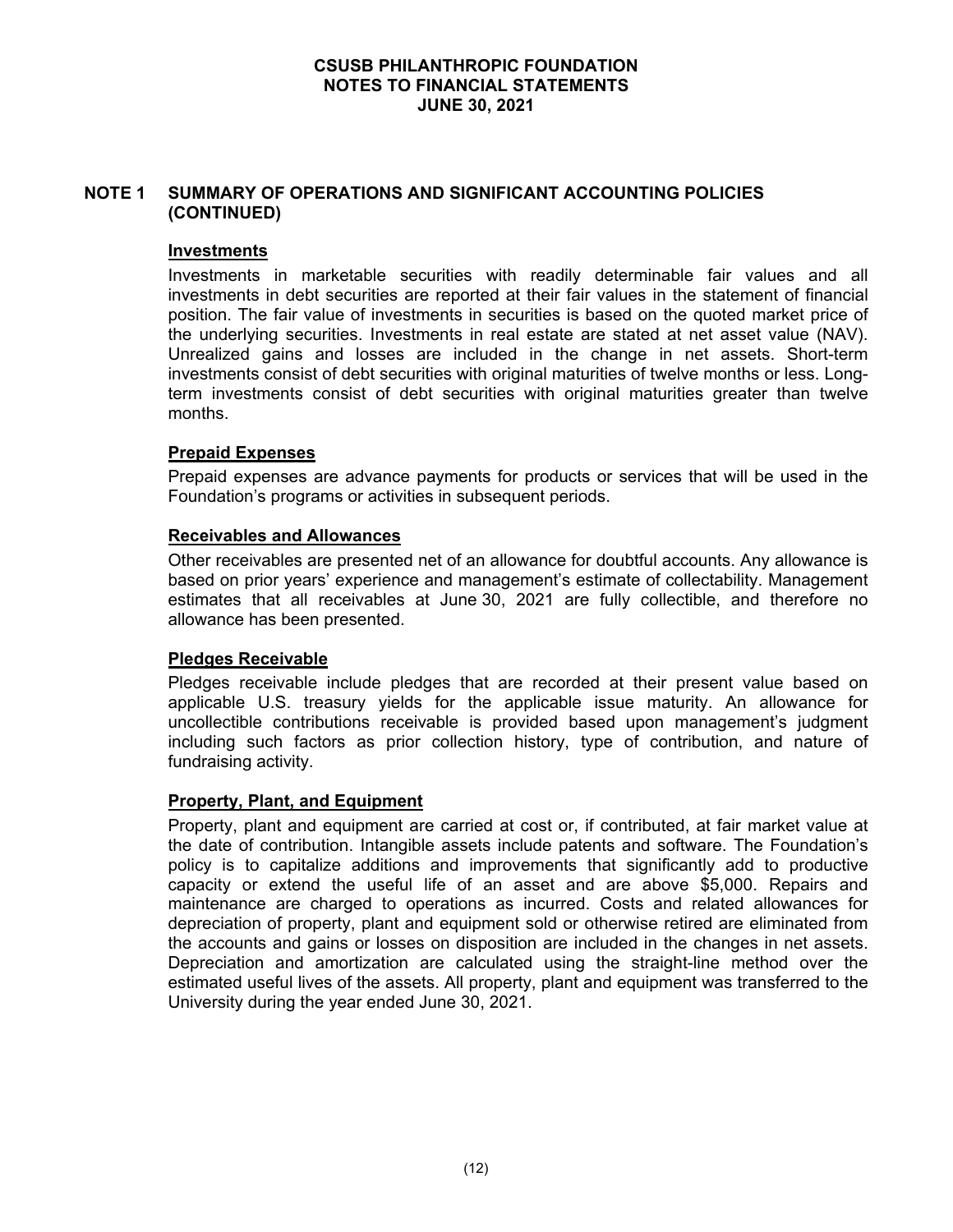## NOTE 1 SUMMARY OF OPERATIONS AND SIGNIFICANT ACCOUNTING POLICIES (CONTINUED)

### Investments

Investments in marketable securities with readily determinable fair values and all investments in debt securities are reported at their fair values in the statement of financial position. The fair value of investments in securities is based on the quoted market price of the underlying securities. Investments in real estate are stated at net asset value (NAV). Unrealized gains and losses are included in the change in net assets. Short-term investments consist of debt securities with original maturities of twelve months or less. Long-term investments consist of debt securities with original maturities greater than twelve months.

### Prepaid Expenses

Prepaid expenses are advance payments for products or services that will be used in the Foundation's programs or activities in subsequent periods.

### Receivables and Allowances

Other receivables are presented net of an allowance for doubtful accounts. Any allowance is based on prior years' experience and management's estimate of collectability. Management estimates that all receivables at June 30, 2021 are fully collectible, and therefore no allowance has been presented.

### Pledges Receivable

Pledges receivable include pledges that are recorded at their present value based on applicable U.S. treasury yields for the applicable issue maturity. An allowance for uncollectible contributions receivable is provided based upon management's judgment including such factors as prior collection history, type of contribution, and nature of fundraising activity.

### Property, Plant, and Equipment

Property, plant and equipment are carried at cost or, if contributed, at fair market value at the date of contribution. Intangible assets include patents and software. The Foundation's policy is to capitalize additions and improvements that significantly add to productive capacity or extend the useful life of an asset and are above $5,000. Repairs and maintenance are charged to operations as incurred. Costs and related allowances for depreciation of property, plant and equipment sold or otherwise retired are eliminated from the accounts and gains or losses on disposition are included in the changes in net assets. Depreciation and amortization are calculated using the straight-line method over the estimated useful lives of the assets. All property, plant and equipment was transferred to the University during the year ended June 30, 2021.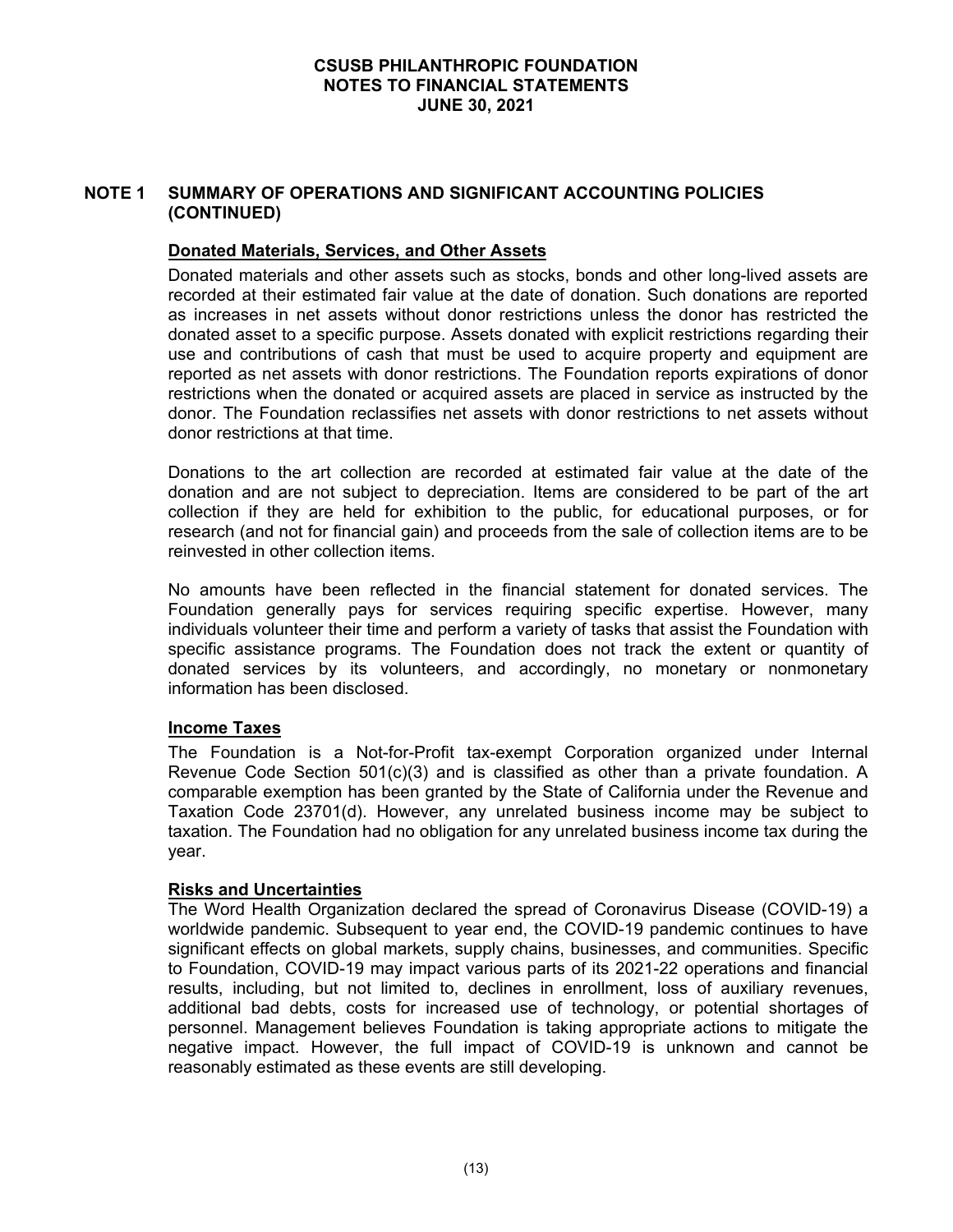## NOTE 1 SUMMARY OF OPERATIONS AND SIGNIFICANT ACCOUNTING POLICIES (CONTINUED)

### Donated Materials, Services, and Other Assets

Donated materials and other assets such as stocks, bonds and other long-lived assets are recorded at their estimated fair value at the date of donation. Such donations are reported as increases in net assets without donor restrictions unless the donor has restricted the donated asset to a specific purpose. Assets donated with explicit restrictions regarding their use and contributions of cash that must be used to acquire property and equipment are reported as net assets with donor restrictions. The Foundation reports expirations of donor restrictions when the donated or acquired assets are placed in service as instructed by the donor. The Foundation reclassifies net assets with donor restrictions to net assets without donor restrictions at that time.

Donations to the art collection are recorded at estimated fair value at the date of the donation and are not subject to depreciation. Items are considered to be part of the art collection if they are held for exhibition to the public, for educational purposes, or for research (and not for financial gain) and proceeds from the sale of collection items are to be reinvested in other collection items.

No amounts have been reflected in the financial statement for donated services. The Foundation generally pays for services requiring specific expertise. However, many individuals volunteer their time and perform a variety of tasks that assist the Foundation with specific assistance programs. The Foundation does not track the extent or quantity of donated services by its volunteers, and accordingly, no monetary or nonmonetary information has been disclosed.

### Income Taxes

The Foundation is a Not-for-Profit tax-exempt Corporation organized under Internal Revenue Code Section 501(c)(3) and is classified as other than a private foundation. A comparable exemption has been granted by the State of California under the Revenue and Taxation Code 23701(d). However, any unrelated business income may be subject to taxation. The Foundation had no obligation for any unrelated business income tax during the year.

### Risks and Uncertainties

The Word Health Organization declared the spread of Coronavirus Disease (COVID-19) a worldwide pandemic. Subsequent to year end, the COVID-19 pandemic continues to have significant effects on global markets, supply chains, businesses, and communities. Specific to Foundation, COVID-19 may impact various parts of its 2021-22 operations and financial results, including, but not limited to, declines in enrollment, loss of auxiliary revenues, additional bad debts, costs for increased use of technology, or potential shortages of personnel. Management believes Foundation is taking appropriate actions to mitigate the negative impact. However, the full impact of COVID-19 is unknown and cannot be reasonably estimated as these events are still developing.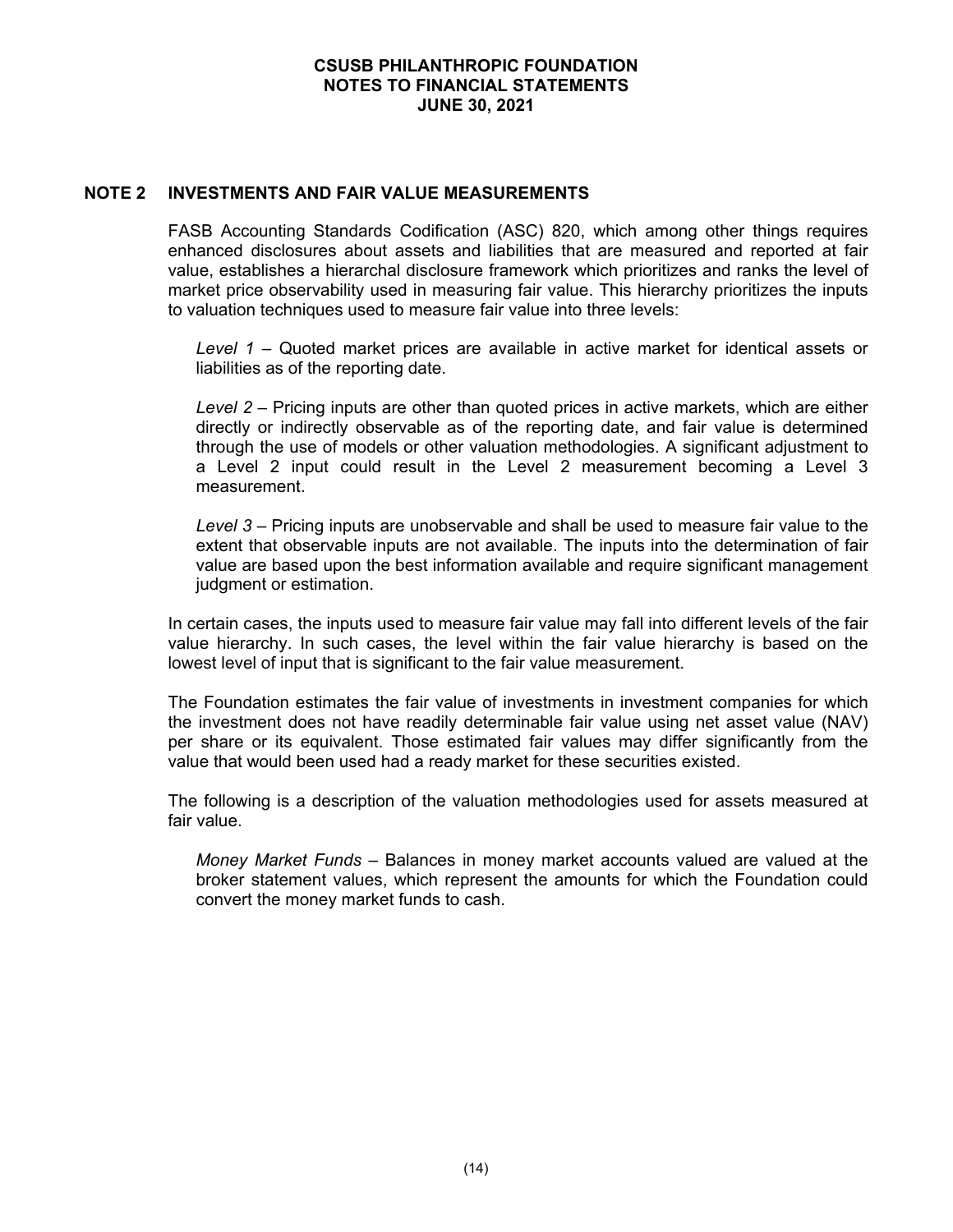## NOTE 2 INVESTMENTS AND FAIR VALUE MEASUREMENTS

FASB Accounting Standards Codification (ASC) 820, which among other things requires enhanced disclosures about assets and liabilities that are measured and reported at fair value, establishes a hierarchal disclosure framework which prioritizes and ranks the level of market price observability used in measuring fair value. This hierarchy prioritizes the inputs to valuation techniques used to measure fair value into three levels:

*Level 1* – Quoted market prices are available in active market for identical assets or liabilities as of the reporting date.

*Level 2* – Pricing inputs are other than quoted prices in active markets, which are either directly or indirectly observable as of the reporting date, and fair value is determined through the use of models or other valuation methodologies. A significant adjustment to a Level 2 input could result in the Level 2 measurement becoming a Level 3 measurement.

*Level 3* – Pricing inputs are unobservable and shall be used to measure fair value to the extent that observable inputs are not available. The inputs into the determination of fair value are based upon the best information available and require significant management judgment or estimation.

In certain cases, the inputs used to measure fair value may fall into different levels of the fair value hierarchy. In such cases, the level within the fair value hierarchy is based on the lowest level of input that is significant to the fair value measurement.

The Foundation estimates the fair value of investments in investment companies for which the investment does not have readily determinable fair value using net asset value (NAV) per share or its equivalent. Those estimated fair values may differ significantly from the value that would been used had a ready market for these securities existed.

The following is a description of the valuation methodologies used for assets measured at fair value.

*Money Market Funds* – Balances in money market accounts valued are valued at the broker statement values, which represent the amounts for which the Foundation could convert the money market funds to cash.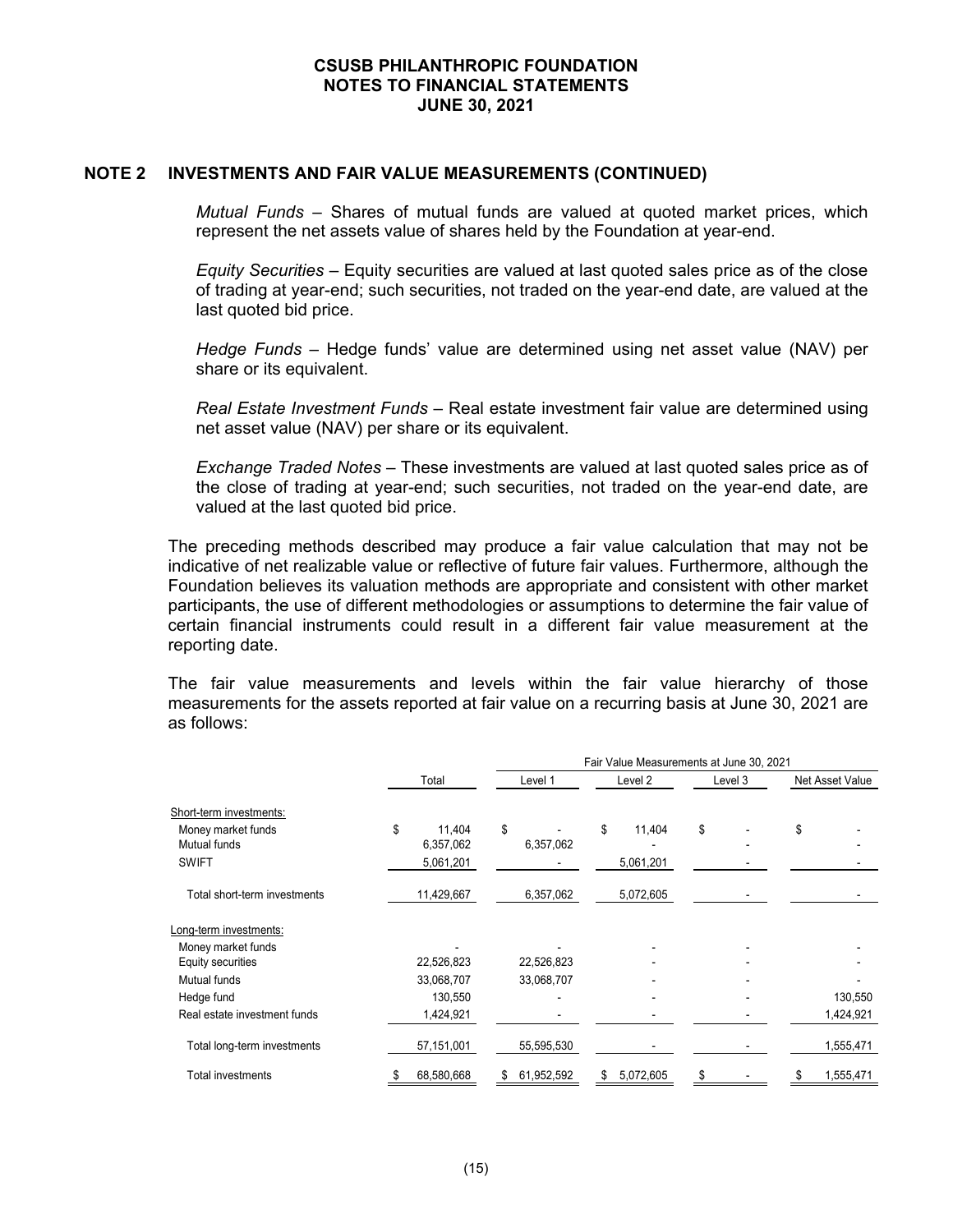## NOTE 2 INVESTMENTS AND FAIR VALUE MEASUREMENTS (CONTINUED)

*Mutual Funds* – Shares of mutual funds are valued at quoted market prices, which represent the net assets value of shares held by the Foundation at year-end.

*Equity Securities* – Equity securities are valued at last quoted sales price as of the close of trading at year-end; such securities, not traded on the year-end date, are valued at the last quoted bid price.

*Hedge Funds* – Hedge funds' value are determined using net asset value (NAV) per share or its equivalent.

*Real Estate Investment Funds* – Real estate investment fair value are determined using net asset value (NAV) per share or its equivalent.

*Exchange Traded Notes* – These investments are valued at last quoted sales price as of the close of trading at year-end; such securities, not traded on the year-end date, are valued at the last quoted bid price.

The preceding methods described may produce a fair value calculation that may not be indicative of net realizable value or reflective of future fair values. Furthermore, although the Foundation believes its valuation methods are appropriate and consistent with other market participants, the use of different methodologies or assumptions to determine the fair value of certain financial instruments could result in a different fair value measurement at the reporting date.

The fair value measurements and levels within the fair value hierarchy of those measurements for the assets reported at fair value on a recurring basis at June 30, 2021 are as follows:

| | | Fair Value Measurements at June 30, 2021 | | | |
|---|---|---|---|---|---|
| | Total | Level 1 | Level 2 | Level 3 | Net Asset Value |
| Short-term investments: | | | | | |
| Money market funds | $ 11,404 | $ - | $ 11,404 | $ - | $ - |
| Mutual funds | 6,357,062 | 6,357,062 | - | - | - |
| SWIFT | 5,061,201 | - | 5,061,201 | - | - |
| Total short-term investments | 11,429,667 | 6,357,062 | 5,072,605 | - | - |
| Long-term investments: | | | | | |
| Money market funds | - | - | - | - | - |
| Equity securities | 22,526,823 | 22,526,823 | - | - | - |
| Mutual funds | 33,068,707 | 33,068,707 | - | - | - |
| Hedge fund | 130,550 | - | - | - | 130,550 |
| Real estate investment funds | 1,424,921 | - | - | - | 1,424,921 |
| Total long-term investments | 57,151,001 | 55,595,530 | - | - | 1,555,471 |
| Total investments | $ 68,580,668 | $ 61,952,592 | $ 5,072,605 | $ - | $ 1,555,471 |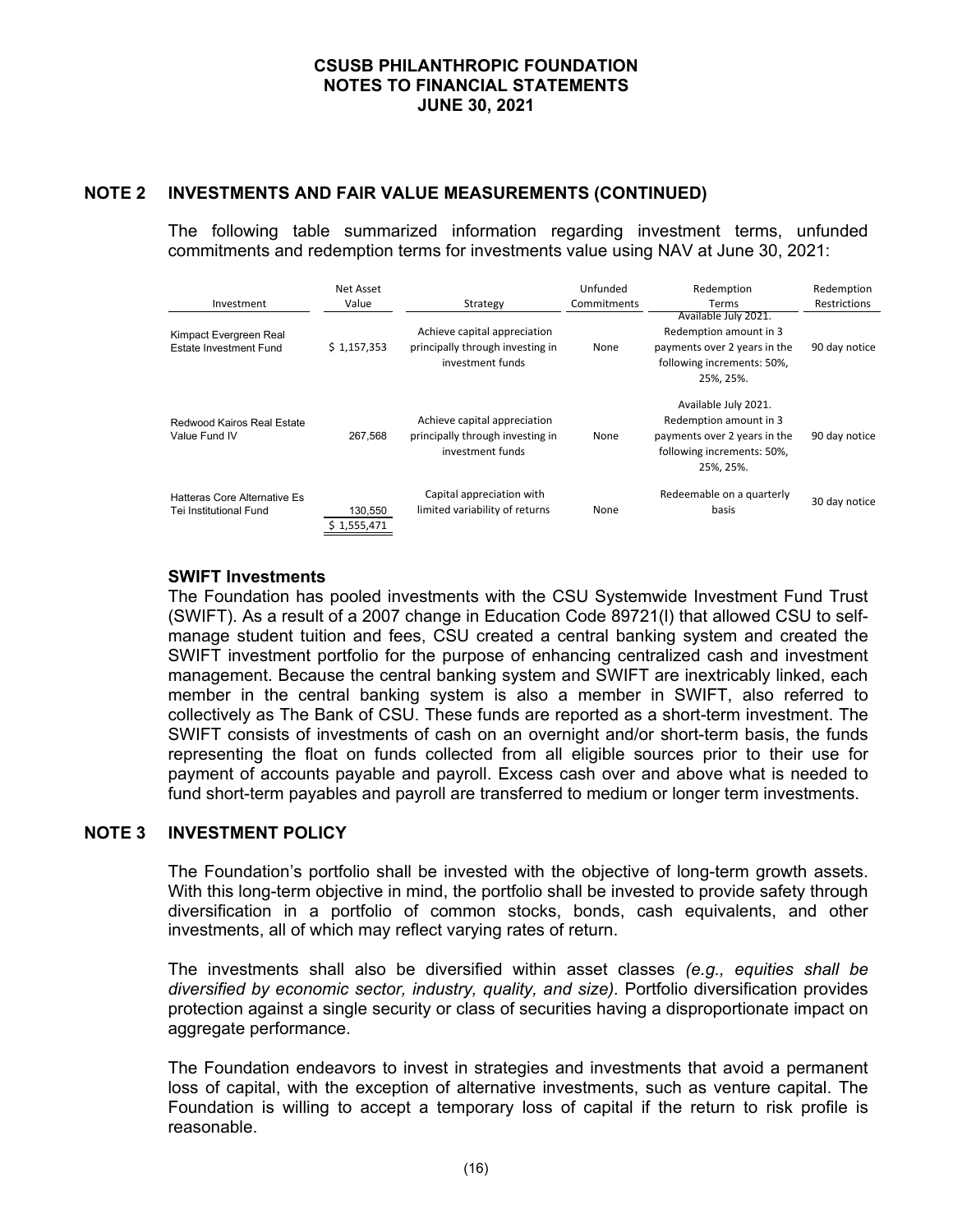CSUSB PHILANTHROPIC FOUNDATION
NOTES TO FINANCIAL STATEMENTS
JUNE 30, 2021

## NOTE 2 INVESTMENTS AND FAIR VALUE MEASUREMENTS (CONTINUED)

The following table summarized information regarding investment terms, unfunded commitments and redemption terms for investments value using NAV at June 30, 2021:

| Investment | Net Asset Value | Strategy | Unfunded Commitments | Redemption Terms | Redemption Restrictions |
|---|---|---|---|---|---|
| Kimpact Evergreen Real Estate Investment Fund | $ 1,157,353 | Achieve capital appreciation principally through investing in investment funds | None | Available July 2021. Redemption amount in 3 payments over 2 years in the following increments: 50%, 25%, 25%. | 90 day notice |
| Redwood Kairos Real Estate Value Fund IV | 267,568 | Achieve capital appreciation principally through investing in investment funds | None | Available July 2021. Redemption amount in 3 payments over 2 years in the following increments: 50%, 25%, 25%. | 90 day notice |
| Hatteras Core Alternative Es Tei Institutional Fund | 130,550 | Capital appreciation with limited variability of returns | None | Redeemable on a quarterly basis | 30 day notice |
| | $ 1,555,471 | | | | |

### SWIFT Investments

The Foundation has pooled investments with the CSU Systemwide Investment Fund Trust (SWIFT). As a result of a 2007 change in Education Code 89721(l) that allowed CSU to self-manage student tuition and fees, CSU created a central banking system and created the SWIFT investment portfolio for the purpose of enhancing centralized cash and investment management. Because the central banking system and SWIFT are inextricably linked, each member in the central banking system is also a member in SWIFT, also referred to collectively as The Bank of CSU. These funds are reported as a short-term investment. The SWIFT consists of investments of cash on an overnight and/or short-term basis, the funds representing the float on funds collected from all eligible sources prior to their use for payment of accounts payable and payroll. Excess cash over and above what is needed to fund short-term payables and payroll are transferred to medium or longer term investments.

## NOTE 3 INVESTMENT POLICY

The Foundation's portfolio shall be invested with the objective of long-term growth assets. With this long-term objective in mind, the portfolio shall be invested to provide safety through diversification in a portfolio of common stocks, bonds, cash equivalents, and other investments, all of which may reflect varying rates of return.

The investments shall also be diversified within asset classes *(e.g., equities shall be diversified by economic sector, industry, quality, and size).* Portfolio diversification provides protection against a single security or class of securities having a disproportionate impact on aggregate performance.

The Foundation endeavors to invest in strategies and investments that avoid a permanent loss of capital, with the exception of alternative investments, such as venture capital. The Foundation is willing to accept a temporary loss of capital if the return to risk profile is reasonable.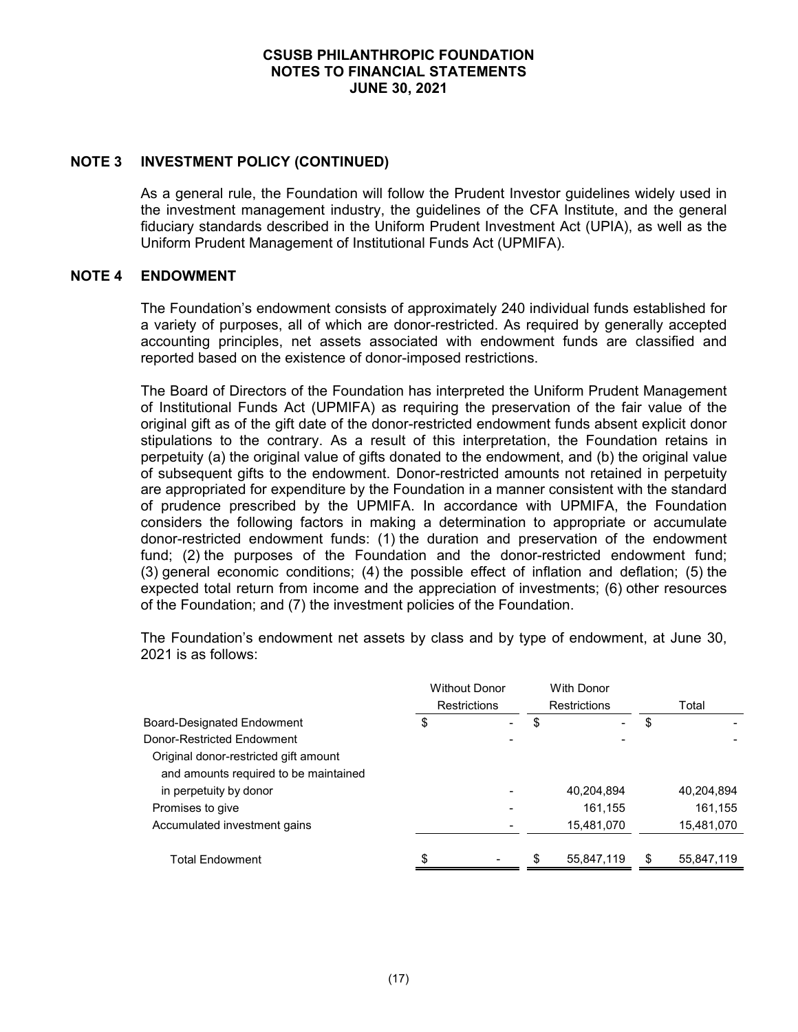## NOTE 3 INVESTMENT POLICY (CONTINUED)

As a general rule, the Foundation will follow the Prudent Investor guidelines widely used in the investment management industry, the guidelines of the CFA Institute, and the general fiduciary standards described in the Uniform Prudent Investment Act (UPIA), as well as the Uniform Prudent Management of Institutional Funds Act (UPMIFA).

## NOTE 4 ENDOWMENT

The Foundation's endowment consists of approximately 240 individual funds established for a variety of purposes, all of which are donor-restricted. As required by generally accepted accounting principles, net assets associated with endowment funds are classified and reported based on the existence of donor-imposed restrictions.

The Board of Directors of the Foundation has interpreted the Uniform Prudent Management of Institutional Funds Act (UPMIFA) as requiring the preservation of the fair value of the original gift as of the gift date of the donor-restricted endowment funds absent explicit donor stipulations to the contrary. As a result of this interpretation, the Foundation retains in perpetuity (a) the original value of gifts donated to the endowment, and (b) the original value of subsequent gifts to the endowment. Donor-restricted amounts not retained in perpetuity are appropriated for expenditure by the Foundation in a manner consistent with the standard of prudence prescribed by the UPMIFA. In accordance with UPMIFA, the Foundation considers the following factors in making a determination to appropriate or accumulate donor-restricted endowment funds: (1) the duration and preservation of the endowment fund; (2) the purposes of the Foundation and the donor-restricted endowment fund; (3) general economic conditions; (4) the possible effect of inflation and deflation; (5) the expected total return from income and the appreciation of investments; (6) other resources of the Foundation; and (7) the investment policies of the Foundation.

The Foundation's endowment net assets by class and by type of endowment, at June 30, 2021 is as follows:

| | Without Donor Restrictions | With Donor Restrictions | Total |
|---|---|---|---|
| Board-Designated Endowment | $ - | $ - | $ - |
| Donor-Restricted Endowment | - | - | - |
| Original donor-restricted gift amount and amounts required to be maintained in perpetuity by donor | - | 40,204,894 | 40,204,894 |
| Promises to give | - | 161,155 | 161,155 |
| Accumulated investment gains | - | 15,481,070 | 15,481,070 |
| Total Endowment | $ - | $ 55,847,119 | $ 55,847,119 |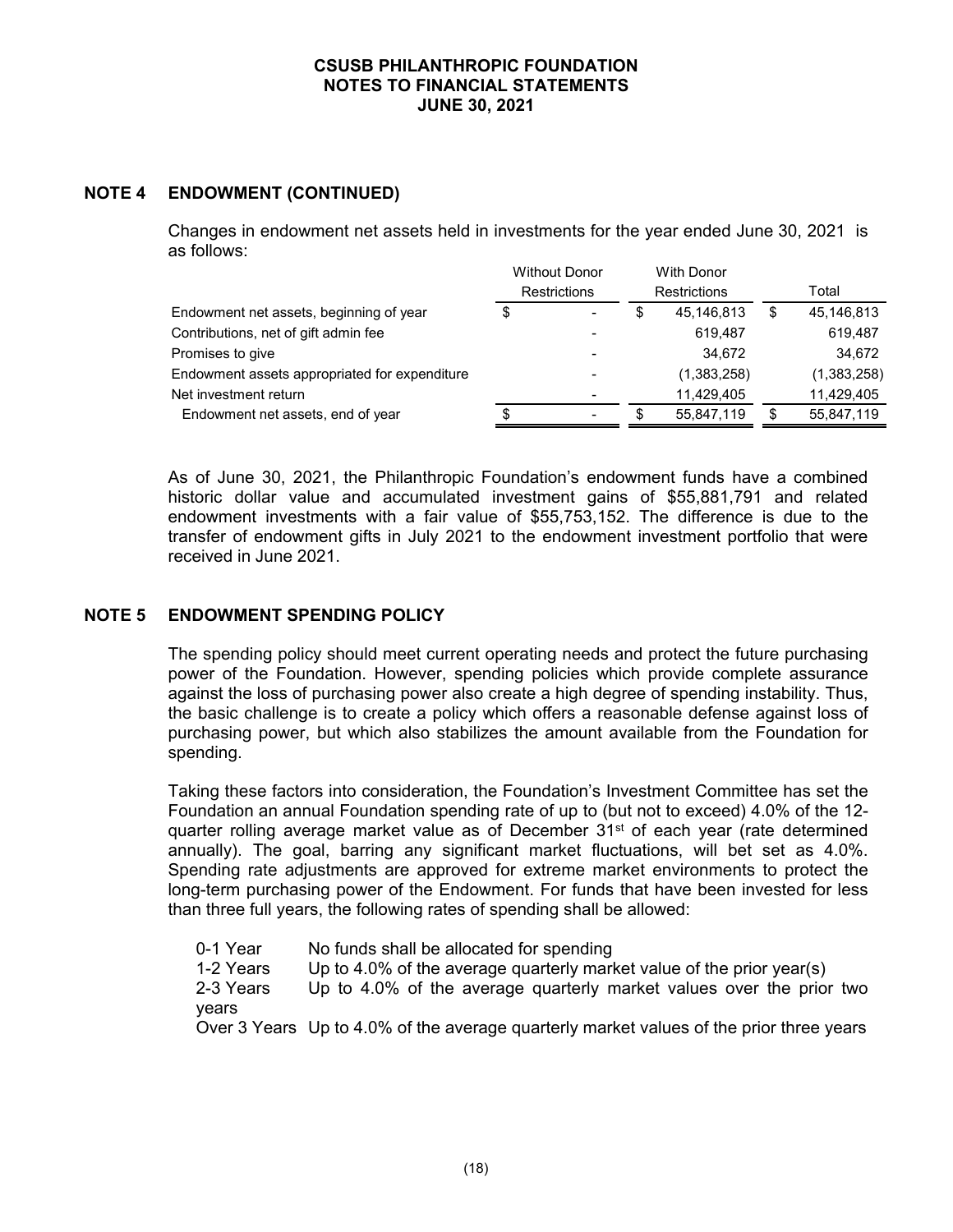## NOTE 4 ENDOWMENT (CONTINUED)

Changes in endowment net assets held in investments for the year ended June 30, 2021 is as follows:

| | Without Donor Restrictions | With Donor Restrictions | Total |
|---|---|---|---|
| Endowment net assets, beginning of year | $ - | $ 45,146,813 | $ 45,146,813 |
| Contributions, net of gift admin fee | - | 619,487 | 619,487 |
| Promises to give | - | 34,672 | 34,672 |
| Endowment assets appropriated for expenditure | - | (1,383,258) | (1,383,258) |
| Net investment return | - | 11,429,405 | 11,429,405 |
| Endowment net assets, end of year | $ - | $ 55,847,119 | $ 55,847,119 |

As of June 30, 2021, the Philanthropic Foundation's endowment funds have a combined historic dollar value and accumulated investment gains of $55,881,791 and related endowment investments with a fair value of $55,753,152. The difference is due to the transfer of endowment gifts in July 2021 to the endowment investment portfolio that were received in June 2021.

## NOTE 5 ENDOWMENT SPENDING POLICY

The spending policy should meet current operating needs and protect the future purchasing power of the Foundation. However, spending policies which provide complete assurance against the loss of purchasing power also create a high degree of spending instability. Thus, the basic challenge is to create a policy which offers a reasonable defense against loss of purchasing power, but which also stabilizes the amount available from the Foundation for spending.

Taking these factors into consideration, the Foundation's Investment Committee has set the Foundation an annual Foundation spending rate of up to (but not to exceed) 4.0% of the 12-quarter rolling average market value as of December 31st of each year (rate determined annually). The goal, barring any significant market fluctuations, will bet set as 4.0%. Spending rate adjustments are approved for extreme market environments to protect the long-term purchasing power of the Endowment. For funds that have been invested for less than three full years, the following rates of spending shall be allowed:

| | |
|---|---|
| 0-1 Year | No funds shall be allocated for spending |
| 1-2 Years | Up to 4.0% of the average quarterly market value of the prior year(s) |
| 2-3 Years | Up to 4.0% of the average quarterly market values over the prior two years |
| Over 3 Years | Up to 4.0% of the average quarterly market values of the prior three years |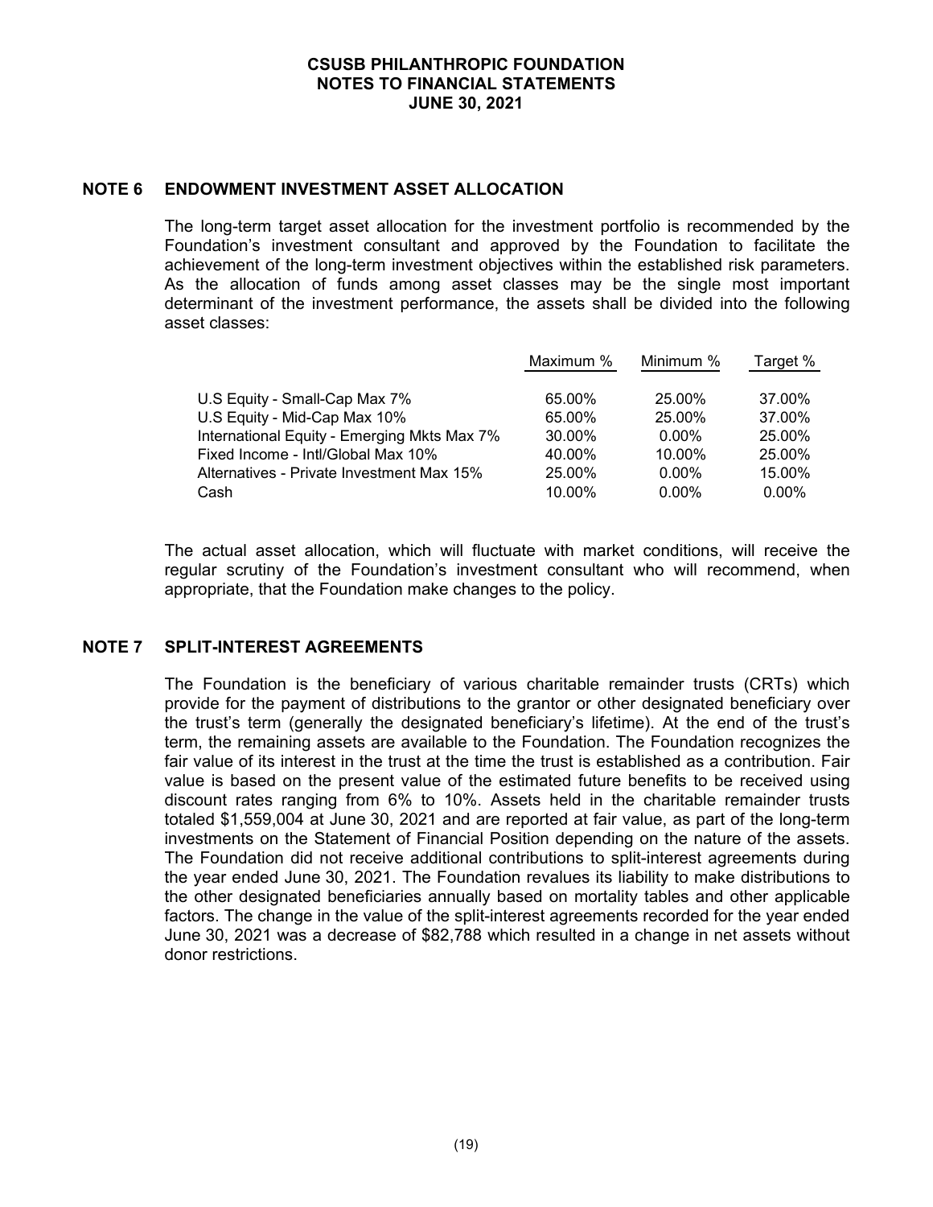## NOTE 6 ENDOWMENT INVESTMENT ASSET ALLOCATION

The long-term target asset allocation for the investment portfolio is recommended by the Foundation's investment consultant and approved by the Foundation to facilitate the achievement of the long-term investment objectives within the established risk parameters. As the allocation of funds among asset classes may be the single most important determinant of the investment performance, the assets shall be divided into the following asset classes:

| | Maximum % | Minimum % | Target % |
|---|---|---|---|
| U.S Equity - Small-Cap Max 7% | 65.00% | 25.00% | 37.00% |
| U.S Equity - Mid-Cap Max 10% | 65.00% | 25.00% | 37.00% |
| International Equity - Emerging Mkts Max 7% | 30.00% | 0.00% | 25.00% |
| Fixed Income - Intl/Global Max 10% | 40.00% | 10.00% | 25.00% |
| Alternatives - Private Investment Max 15% | 25.00% | 0.00% | 15.00% |
| Cash | 10.00% | 0.00% | 0.00% |

The actual asset allocation, which will fluctuate with market conditions, will receive the regular scrutiny of the Foundation's investment consultant who will recommend, when appropriate, that the Foundation make changes to the policy.

## NOTE 7 SPLIT-INTEREST AGREEMENTS

The Foundation is the beneficiary of various charitable remainder trusts (CRTs) which provide for the payment of distributions to the grantor or other designated beneficiary over the trust's term (generally the designated beneficiary's lifetime). At the end of the trust's term, the remaining assets are available to the Foundation. The Foundation recognizes the fair value of its interest in the trust at the time the trust is established as a contribution. Fair value is based on the present value of the estimated future benefits to be received using discount rates ranging from 6% to 10%. Assets held in the charitable remainder trusts totaled $1,559,004 at June 30, 2021 and are reported at fair value, as part of the long-term investments on the Statement of Financial Position depending on the nature of the assets. The Foundation did not receive additional contributions to split-interest agreements during the year ended June 30, 2021. The Foundation revalues its liability to make distributions to the other designated beneficiaries annually based on mortality tables and other applicable factors. The change in the value of the split-interest agreements recorded for the year ended June 30, 2021 was a decrease of $82,788 which resulted in a change in net assets without donor restrictions.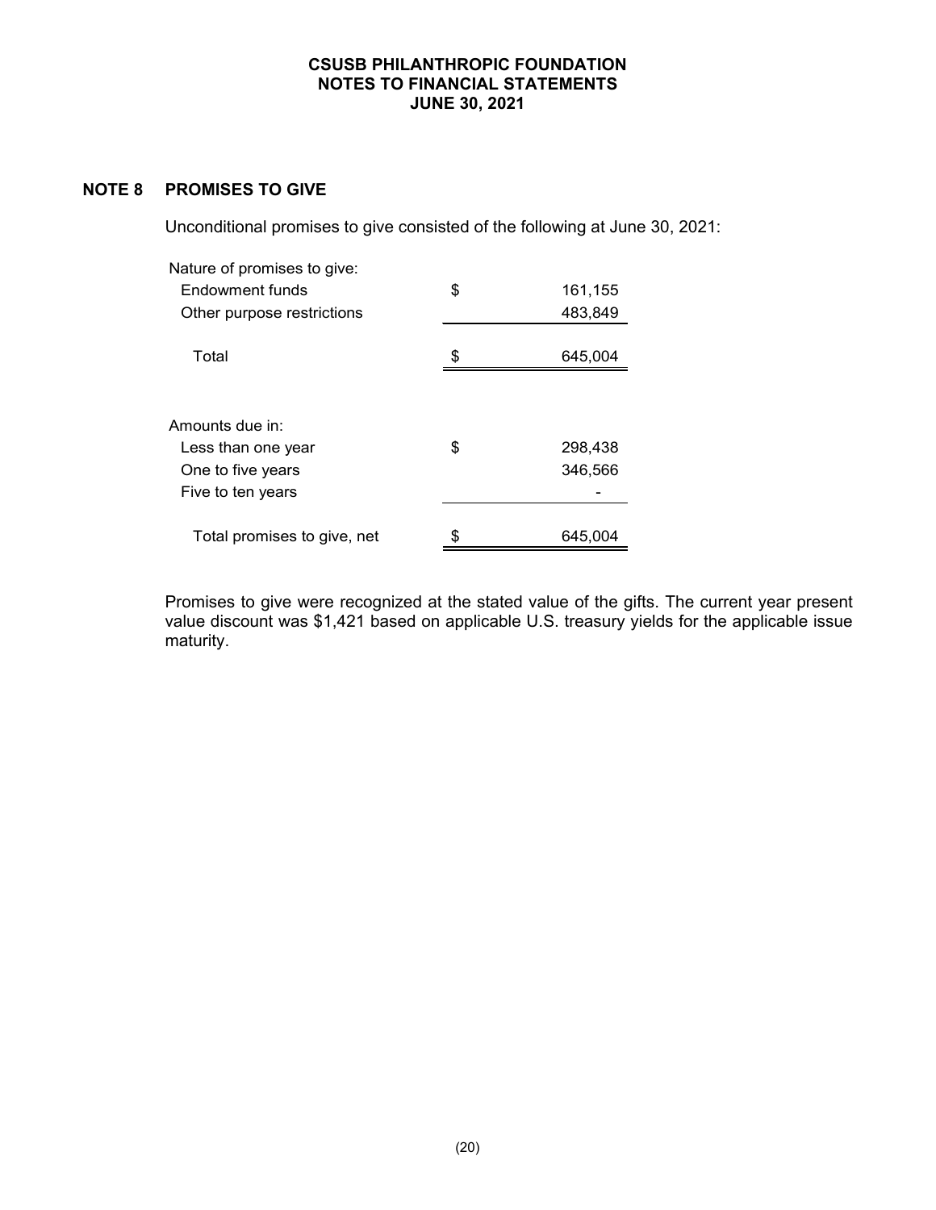## NOTE 8 PROMISES TO GIVE

Unconditional promises to give consisted of the following at June 30, 2021:

| | | |
|---|---|---|
| Nature of promises to give: | | |
| Endowment funds | $ | 161,155 |
| Other purpose restrictions | | 483,849 |
| Total | $ | 645,004 |

| | | |
|---|---|---|
| Amounts due in: | | |
| Less than one year | $ | 298,438 |
| One to five years | | 346,566 |
| Five to ten years | | - |
| Total promises to give, net | $ | 645,004 |

Promises to give were recognized at the stated value of the gifts. The current year present value discount was $1,421 based on applicable U.S. treasury yields for the applicable issue maturity.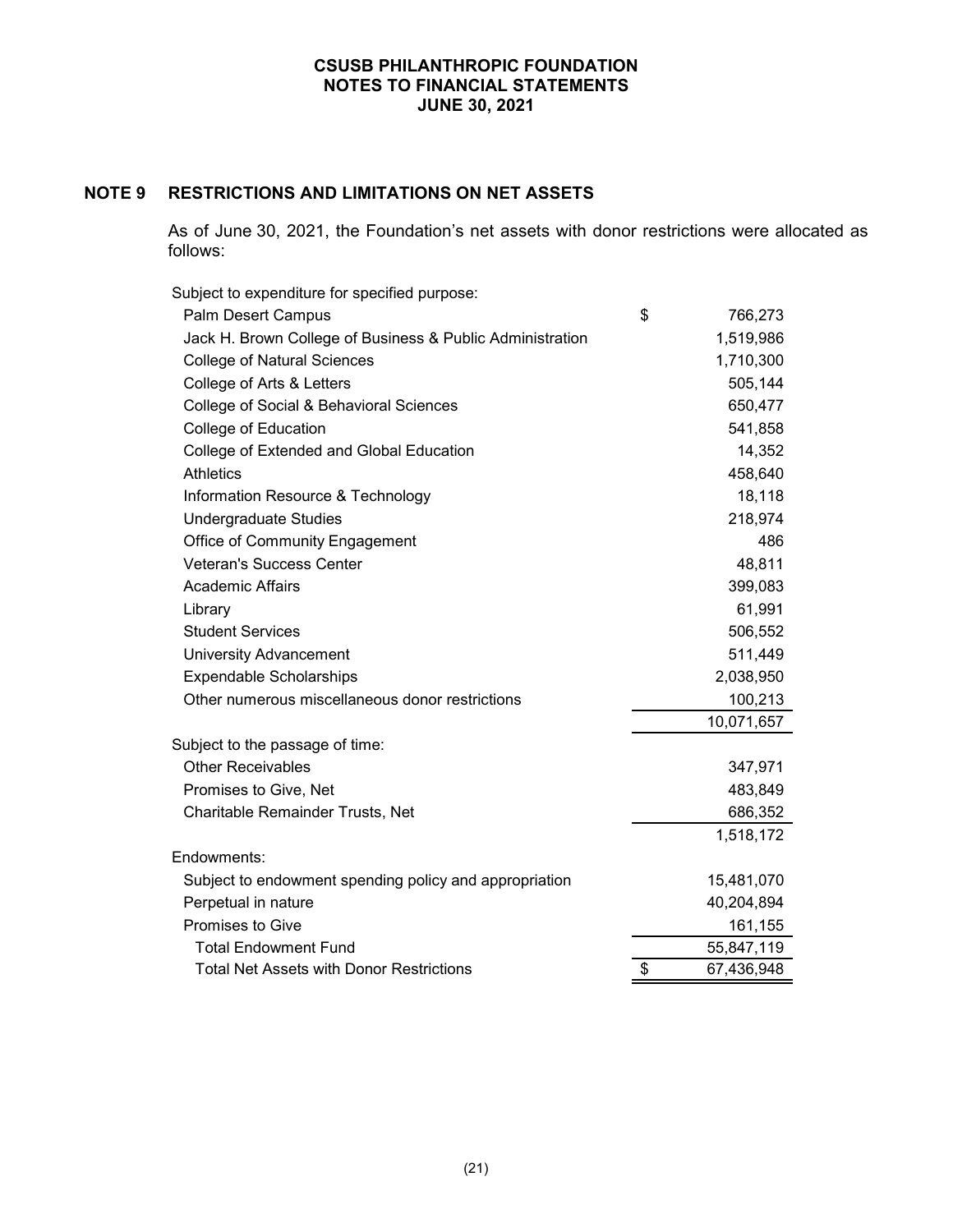**CSUSB PHILANTHROPIC FOUNDATION**
**NOTES TO FINANCIAL STATEMENTS**
**JUNE 30, 2021**

## NOTE 9 RESTRICTIONS AND LIMITATIONS ON NET ASSETS

As of June 30, 2021, the Foundation's net assets with donor restrictions were allocated as follows:

| | |
|---|---|
| Subject to expenditure for specified purpose: | |
| Palm Desert Campus | $ 766,273 |
| Jack H. Brown College of Business & Public Administration | 1,519,986 |
| College of Natural Sciences | 1,710,300 |
| College of Arts & Letters | 505,144 |
| College of Social & Behavioral Sciences | 650,477 |
| College of Education | 541,858 |
| College of Extended and Global Education | 14,352 |
| Athletics | 458,640 |
| Information Resource & Technology | 18,118 |
| Undergraduate Studies | 218,974 |
| Office of Community Engagement | 486 |
| Veteran's Success Center | 48,811 |
| Academic Affairs | 399,083 |
| Library | 61,991 |
| Student Services | 506,552 |
| University Advancement | 511,449 |
| Expendable Scholarships | 2,038,950 |
| Other numerous miscellaneous donor restrictions | 100,213 |
| | 10,071,657 |
| Subject to the passage of time: | |
| Other Receivables | 347,971 |
| Promises to Give, Net | 483,849 |
| Charitable Remainder Trusts, Net | 686,352 |
| | 1,518,172 |
| Endowments: | |
| Subject to endowment spending policy and appropriation | 15,481,070 |
| Perpetual in nature | 40,204,894 |
| Promises to Give | 161,155 |
| Total Endowment Fund | 55,847,119 |
| Total Net Assets with Donor Restrictions | $ 67,436,948 |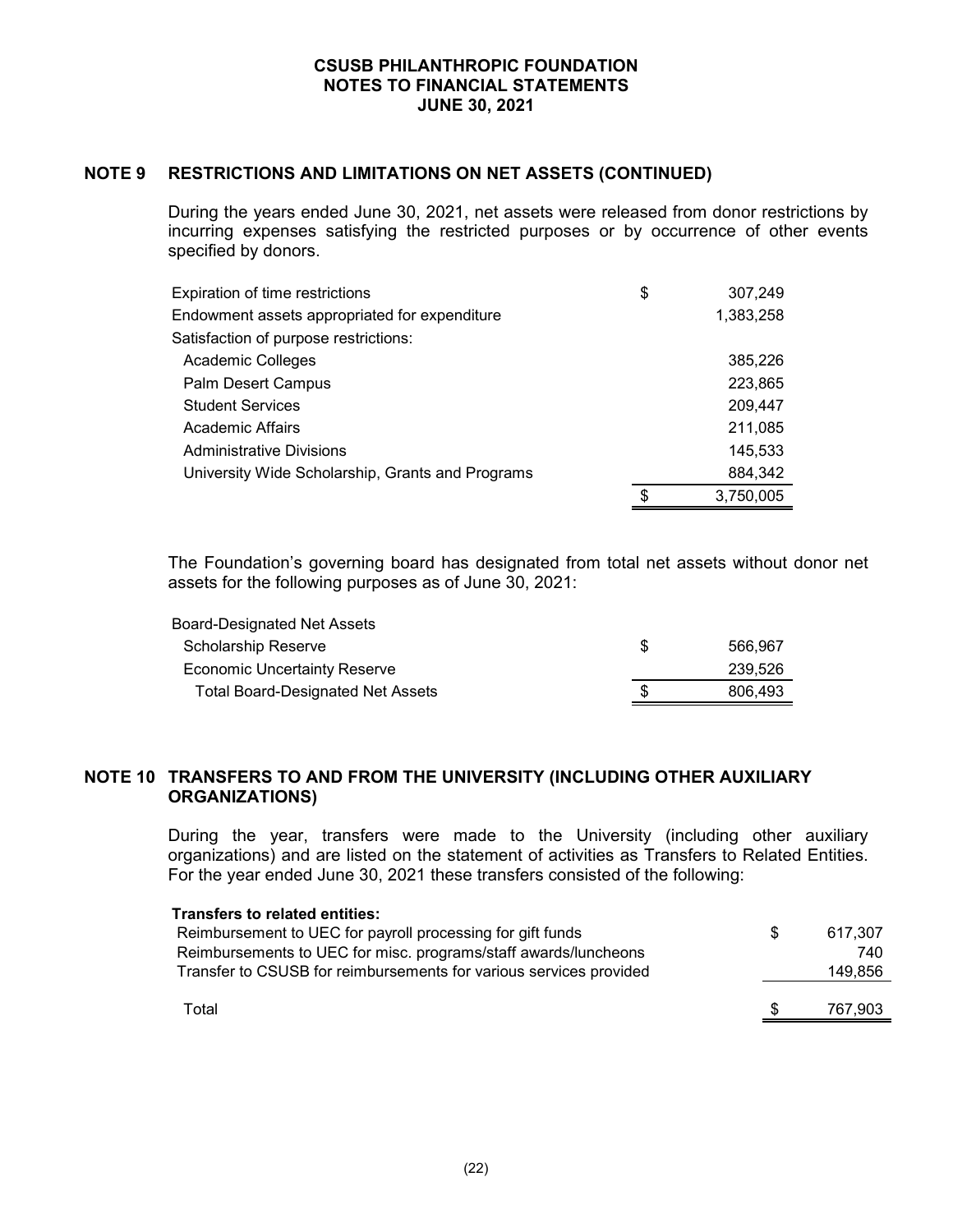## NOTE 9 RESTRICTIONS AND LIMITATIONS ON NET ASSETS (CONTINUED)

During the years ended June 30, 2021, net assets were released from donor restrictions by incurring expenses satisfying the restricted purposes or by occurrence of other events specified by donors.

| | | |
|---|---|---|
| Expiration of time restrictions | $ | 307,249 |
| Endowment assets appropriated for expenditure | | 1,383,258 |
| Satisfaction of purpose restrictions: | | |
| Academic Colleges | | 385,226 |
| Palm Desert Campus | | 223,865 |
| Student Services | | 209,447 |
| Academic Affairs | | 211,085 |
| Administrative Divisions | | 145,533 |
| University Wide Scholarship, Grants and Programs | | 884,342 |
| | $ | 3,750,005 |

The Foundation's governing board has designated from total net assets without donor net assets for the following purposes as of June 30, 2021:

| | | |
|---|---|---|
| Board-Designated Net Assets | | |
| Scholarship Reserve | $ | 566,967 |
| Economic Uncertainty Reserve | | 239,526 |
| Total Board-Designated Net Assets | $ | 806,493 |

## NOTE 10 TRANSFERS TO AND FROM THE UNIVERSITY (INCLUDING OTHER AUXILIARY ORGANIZATIONS)

During the year, transfers were made to the University (including other auxiliary organizations) and are listed on the statement of activities as Transfers to Related Entities. For the year ended June 30, 2021 these transfers consisted of the following:

| | | |
|---|---|---|
| **Transfers to related entities:** | | |
| Reimbursement to UEC for payroll processing for gift funds | $ | 617,307 |
| Reimbursements to UEC for misc. programs/staff awards/luncheons | | 740 |
| Transfer to CSUSB for reimbursements for various services provided | | 149,856 |
| Total | $ | 767,903 |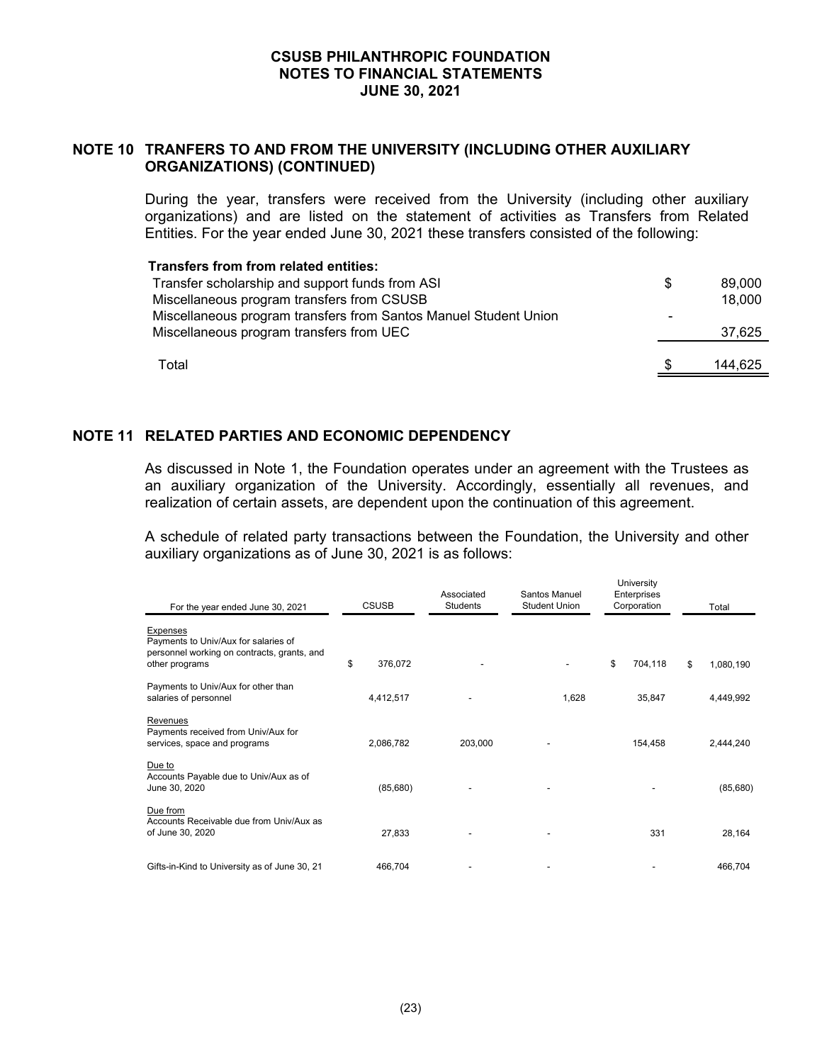## NOTE 10 TRANFERS TO AND FROM THE UNIVERSITY (INCLUDING OTHER AUXILIARY ORGANIZATIONS) (CONTINUED)

During the year, transfers were received from the University (including other auxiliary organizations) and are listed on the statement of activities as Transfers from Related Entities. For the year ended June 30, 2021 these transfers consisted of the following:

| **Transfers from from related entities:** | | |
|---|---|---|
| Transfer scholarship and support funds from ASI | $ | 89,000 |
| Miscellaneous program transfers from CSUSB | | 18,000 |
| Miscellaneous program transfers from Santos Manuel Student Union | - | |
| Miscellaneous program transfers from UEC | | 37,625 |
| Total | $ | 144,625 |

## NOTE 11 RELATED PARTIES AND ECONOMIC DEPENDENCY

As discussed in Note 1, the Foundation operates under an agreement with the Trustees as an auxiliary organization of the University. Accordingly, essentially all revenues, and realization of certain assets, are dependent upon the continuation of this agreement.

A schedule of related party transactions between the Foundation, the University and other auxiliary organizations as of June 30, 2021 is as follows:

| For the year ended June 30, 2021 | CSUSB | Associated Students | Santos Manuel Student Union | University Enterprises Corporation | Total |
|---|---|---|---|---|---|
| Expenses<br>Payments to Univ/Aux for salaries of personnel working on contracts, grants, and other programs | $ 376,072 | - | - | $ 704,118 | $ 1,080,190 |
| Payments to Univ/Aux for other than salaries of personnel | 4,412,517 | - | 1,628 | 35,847 | 4,449,992 |
| Revenues<br>Payments received from Univ/Aux for services, space and programs | 2,086,782 | 203,000 | - | 154,458 | 2,444,240 |
| Due to<br>Accounts Payable due to Univ/Aux as of June 30, 2020 | (85,680) | - | - | - | (85,680) |
| Due from<br>Accounts Receivable due from Univ/Aux as of June 30, 2020 | 27,833 | - | - | 331 | 28,164 |
| Gifts-in-Kind to University as of June 30, 21 | 466,704 | - | - | - | 466,704 |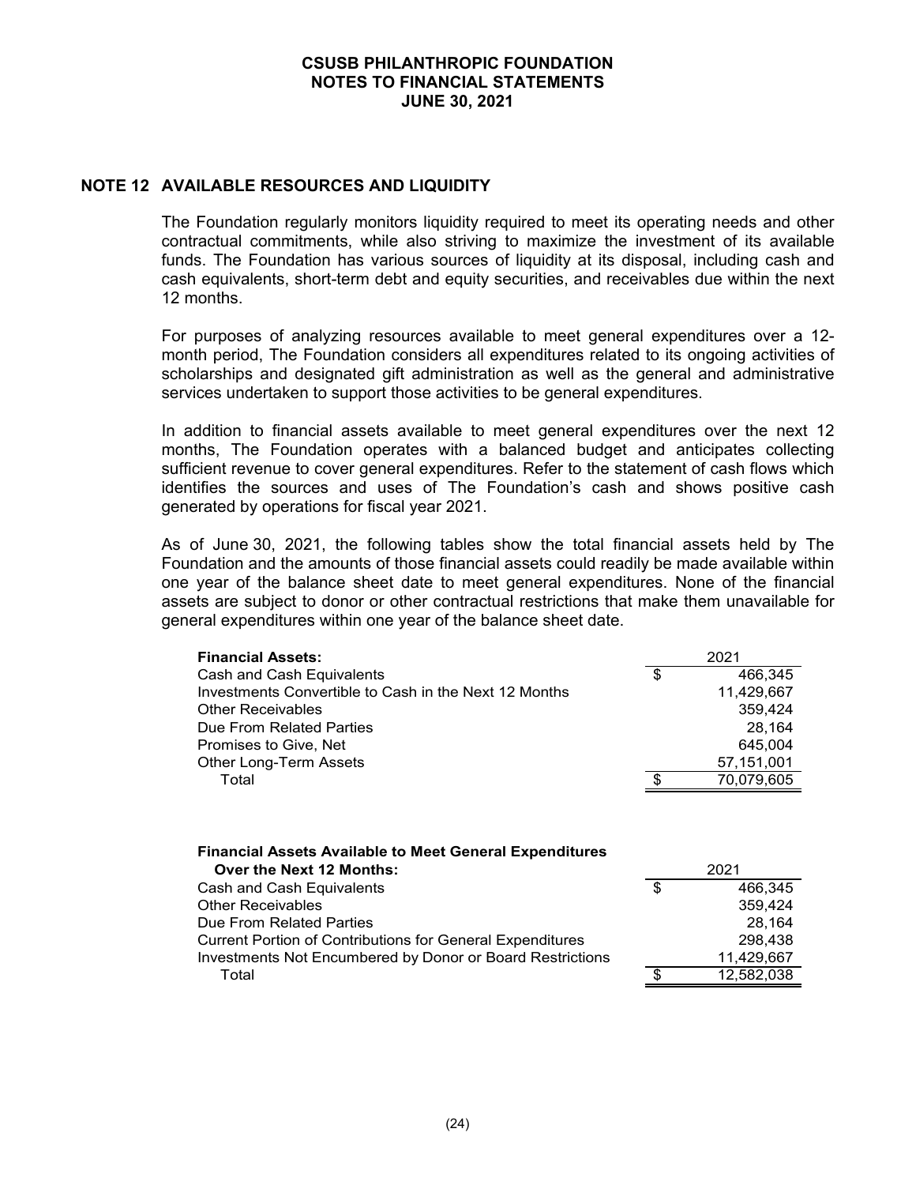## NOTE 12 AVAILABLE RESOURCES AND LIQUIDITY

The Foundation regularly monitors liquidity required to meet its operating needs and other contractual commitments, while also striving to maximize the investment of its available funds. The Foundation has various sources of liquidity at its disposal, including cash and cash equivalents, short-term debt and equity securities, and receivables due within the next 12 months.

For purposes of analyzing resources available to meet general expenditures over a 12-month period, The Foundation considers all expenditures related to its ongoing activities of scholarships and designated gift administration as well as the general and administrative services undertaken to support those activities to be general expenditures.

In addition to financial assets available to meet general expenditures over the next 12 months, The Foundation operates with a balanced budget and anticipates collecting sufficient revenue to cover general expenditures. Refer to the statement of cash flows which identifies the sources and uses of The Foundation's cash and shows positive cash generated by operations for fiscal year 2021.

As of June 30, 2021, the following tables show the total financial assets held by The Foundation and the amounts of those financial assets could readily be made available within one year of the balance sheet date to meet general expenditures. None of the financial assets are subject to donor or other contractual restrictions that make them unavailable for general expenditures within one year of the balance sheet date.

| **Financial Assets:** | 2021 |
|---|---|
| Cash and Cash Equivalents | $ 466,345 |
| Investments Convertible to Cash in the Next 12 Months | 11,429,667 |
| Other Receivables | 359,424 |
| Due From Related Parties | 28,164 |
| Promises to Give, Net | 645,004 |
| Other Long-Term Assets | 57,151,001 |
| Total | $ 70,079,605 |

| **Financial Assets Available to Meet General Expenditures Over the Next 12 Months:** | 2021 |
|---|---|
| Cash and Cash Equivalents | $ 466,345 |
| Other Receivables | 359,424 |
| Due From Related Parties | 28,164 |
| Current Portion of Contributions for General Expenditures | 298,438 |
| Investments Not Encumbered by Donor or Board Restrictions | 11,429,667 |
| Total | $ 12,582,038 |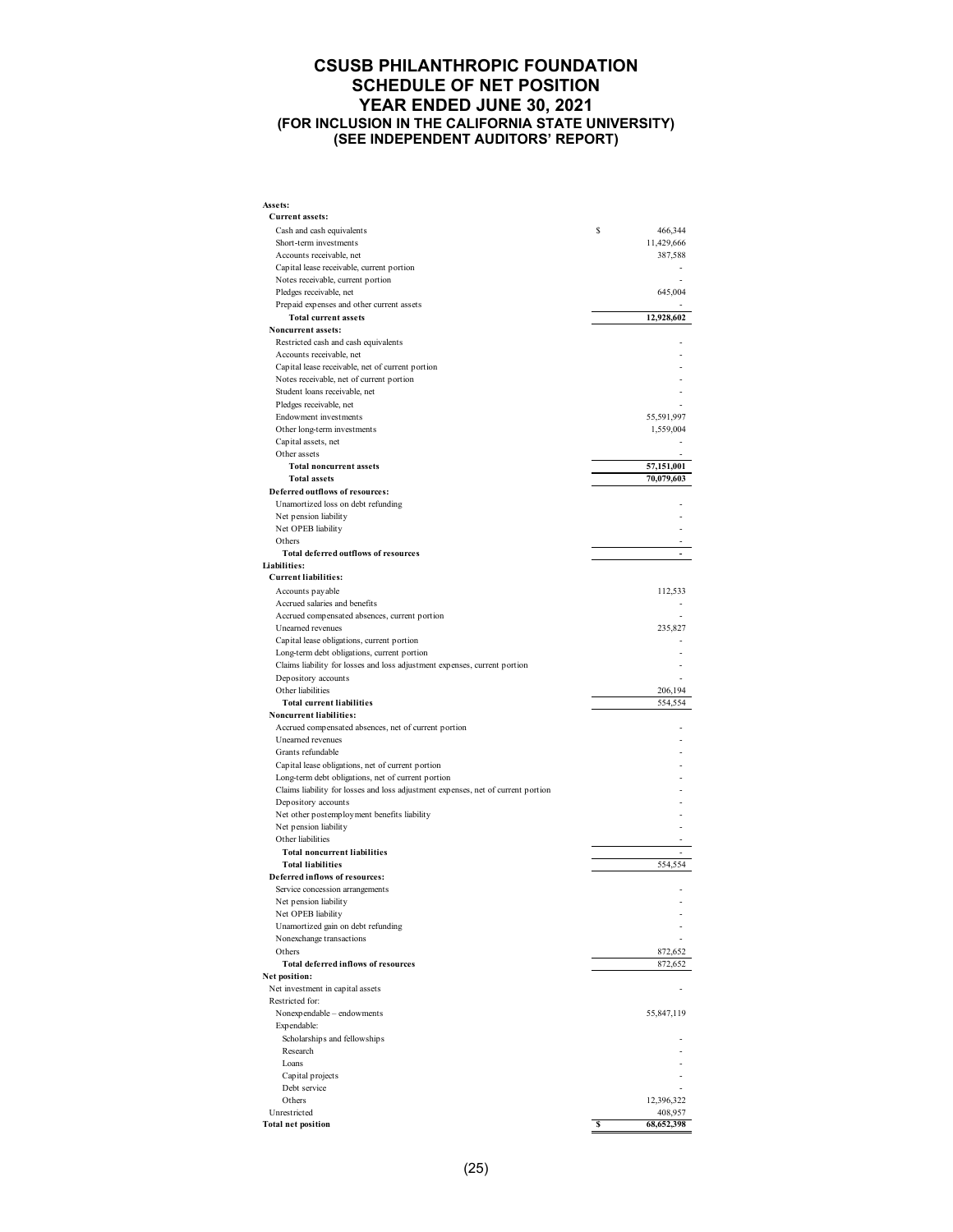# CSUSB PHILANTHROPIC FOUNDATION
## SCHEDULE OF NET POSITION
## YEAR ENDED JUNE 30, 2021
### (FOR INCLUSION IN THE CALIFORNIA STATE UNIVERSITY)
### (SEE INDEPENDENT AUDITORS' REPORT)

| | |
|---|---|
| **Assets:** | |
| **Current assets:** | |
| Cash and cash equivalents | $ 466,344 |
| Short-term investments | 11,429,666 |
| Accounts receivable, net | 387,588 |
| Capital lease receivable, current portion | - |
| Notes receivable, current portion | - |
| Pledges receivable, net | 645,004 |
| Prepaid expenses and other current assets | - |
| **Total current assets** | **12,928,602** |
| **Noncurrent assets:** | |
| Restricted cash and cash equivalents | - |
| Accounts receivable, net | - |
| Capital lease receivable, net of current portion | - |
| Notes receivable, net of current portion | - |
| Student loans receivable, net | - |
| Pledges receivable, net | - |
| Endowment investments | 55,591,997 |
| Other long-term investments | 1,559,004 |
| Capital assets, net | - |
| Other assets | - |
| **Total noncurrent assets** | **57,151,001** |
| **Total assets** | **70,079,603** |
| **Deferred outflows of resources:** | |
| Unamortized loss on debt refunding | - |
| Net pension liability | - |
| Net OPEB liability | - |
| Others | - |
| **Total deferred outflows of resources** | **-** |
| **Liabilities:** | |
| **Current liabilities:** | |
| Accounts payable | 112,533 |
| Accrued salaries and benefits | - |
| Accrued compensated absences, current portion | - |
| Unearned revenues | 235,827 |
| Capital lease obligations, current portion | - |
| Long-term debt obligations, current portion | - |
| Claims liability for losses and loss adjustment expenses, current portion | - |
| Depository accounts | - |
| Other liabilities | 206,194 |
| **Total current liabilities** | **554,554** |
| **Noncurrent liabilities:** | |
| Accrued compensated absences, net of current portion | - |
| Unearned revenues | - |
| Grants refundable | - |
| Capital lease obligations, net of current portion | - |
| Long-term debt obligations, net of current portion | - |
| Claims liability for losses and loss adjustment expenses, net of current portion | - |
| Depository accounts | - |
| Net other postemployment benefits liability | - |
| Net pension liability | - |
| Other liabilities | - |
| **Total noncurrent liabilities** | **-** |
| **Total liabilities** | **554,554** |
| **Deferred inflows of resources:** | |
| Service concession arrangements | - |
| Net pension liability | - |
| Net OPEB liability | - |
| Unamortized gain on debt refunding | - |
| Nonexchange transactions | - |
| Others | 872,652 |
| **Total deferred inflows of resources** | **872,652** |
| **Net position:** | |
| Net investment in capital assets | - |
| Restricted for: | |
| Nonexpendable – endowments | 55,847,119 |
| Expendable: | |
| Scholarships and fellowships | - |
| Research | - |
| Loans | - |
| Capital projects | - |
| Debt service | - |
| Others | 12,396,322 |
| Unrestricted | 408,957 |
| **Total net position** | **$ 68,652,398** |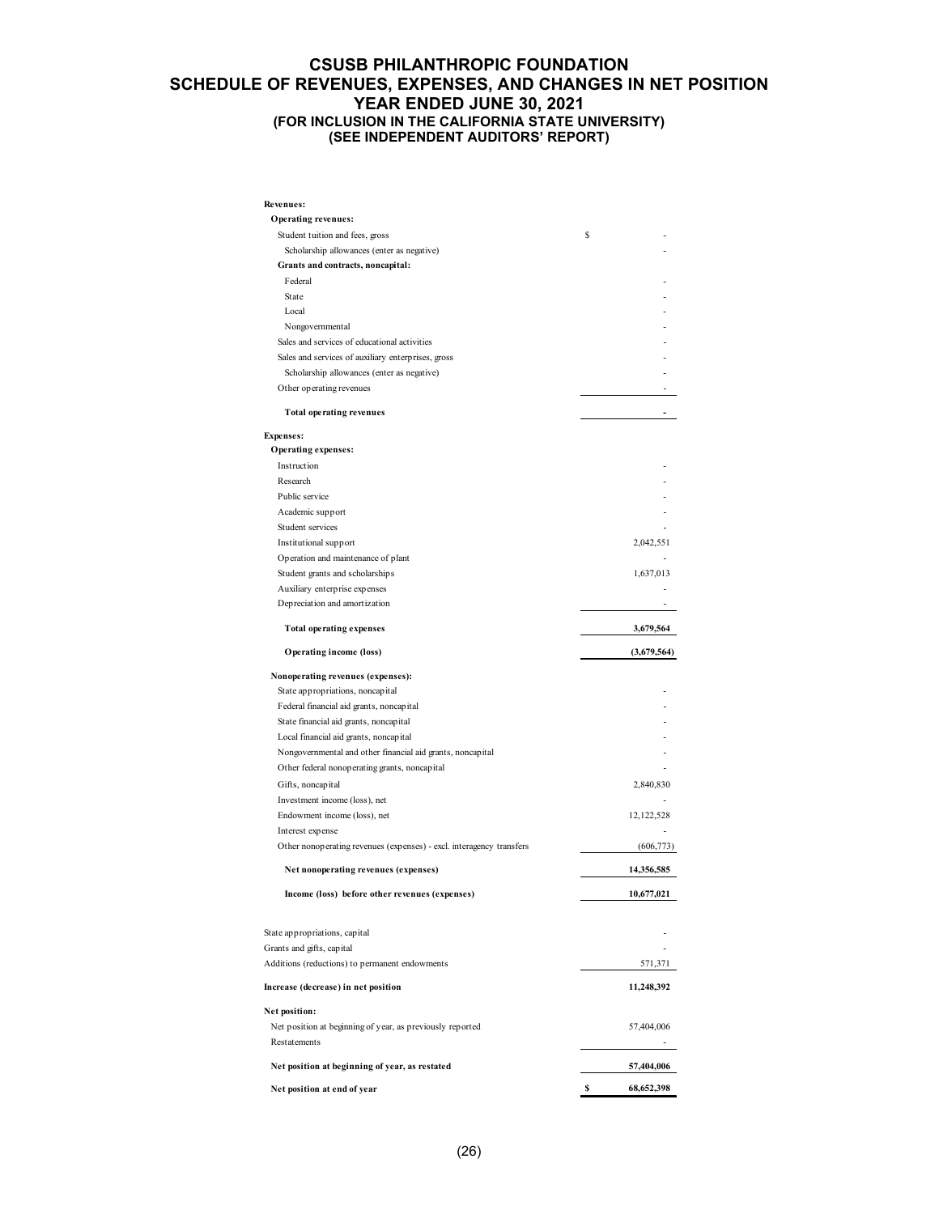# CSUSB PHILANTHROPIC FOUNDATION
## SCHEDULE OF REVENUES, EXPENSES, AND CHANGES IN NET POSITION
## YEAR ENDED JUNE 30, 2021
### (FOR INCLUSION IN THE CALIFORNIA STATE UNIVERSITY)
### (SEE INDEPENDENT AUDITORS' REPORT)

| | |
|---|---|
| **Revenues:** | |
| **Operating revenues:** | |
| Student tuition and fees, gross | $ - |
| Scholarship allowances (enter as negative) | - |
| **Grants and contracts, noncapital:** | |
| Federal | - |
| State | - |
| Local | - |
| Nongovernmental | - |
| Sales and services of educational activities | - |
| Sales and services of auxiliary enterprises, gross | - |
| Scholarship allowances (enter as negative) | - |
| Other operating revenues | - |
| **Total operating revenues** | **-** |
| **Expenses:** | |
| **Operating expenses:** | |
| Instruction | - |
| Research | - |
| Public service | - |
| Academic support | - |
| Student services | - |
| Institutional support | 2,042,551 |
| Operation and maintenance of plant | - |
| Student grants and scholarships | 1,637,013 |
| Auxiliary enterprise expenses | - |
| Depreciation and amortization | - |
| **Total operating expenses** | **3,679,564** |
| **Operating income (loss)** | **(3,679,564)** |
| **Nonoperating revenues (expenses):** | |
| State appropriations, noncapital | - |
| Federal financial aid grants, noncapital | - |
| State financial aid grants, noncapital | - |
| Local financial aid grants, noncapital | - |
| Nongovernmental and other financial aid grants, noncapital | - |
| Other federal nonoperating grants, noncapital | - |
| Gifts, noncapital | 2,840,830 |
| Investment income (loss), net | - |
| Endowment income (loss), net | 12,122,528 |
| Interest expense | - |
| Other nonoperating revenues (expenses) - excl. interagency transfers | (606,773) |
| **Net nonoperating revenues (expenses)** | **14,356,585** |
| **Income (loss) before other revenues (expenses)** | **10,677,021** |
| State appropriations, capital | - |
| Grants and gifts, capital | - |
| Additions (reductions) to permanent endowments | 571,371 |
| **Increase (decrease) in net position** | **11,248,392** |
| **Net position:** | |
| Net position at beginning of year, as previously reported | 57,404,006 |
| Restatements | - |
| **Net position at beginning of year, as restated** | **57,404,006** |
| **Net position at end of year** | **$ 68,652,398** |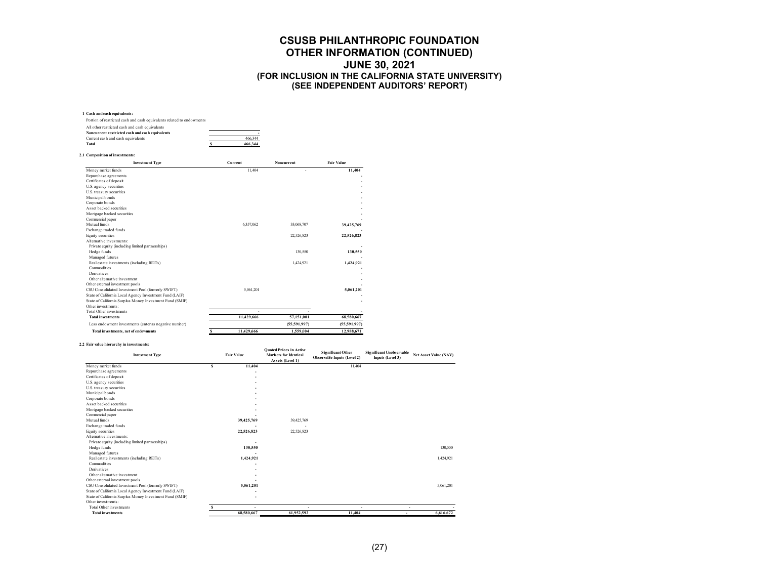# CSUSB PHILANTHROPIC FOUNDATION
## OTHER INFORMATION (CONTINUED)
## JUNE 30, 2021
### (FOR INCLUSION IN THE CALIFORNIA STATE UNIVERSITY)
### (SEE INDEPENDENT AUDITORS' REPORT)

**1 Cash and cash equivalents:**

| | |
|---|---|
| Portion of restricted cash and cash equivalents related to endowments | |
| All other restricted cash and cash equivalents | |
| **Noncurrent restricted cash and cash equivalents** | - |
| Current cash and cash equivalents | 466,344 |
| **Total** | $ **466,344** |

**2.1 Composition of investments:**

| Investment Type | Current | Noncurrent | Fair Value |
|---|---|---|---|
| Money market funds | 11,404 | - | **11,404** |
| Repurchase agreements | | | - |
| Certificates of deposit | | | - |
| U.S. agency securities | | | - |
| U.S. treasury securities | | | - |
| Municipal bonds | | | - |
| Corporate bonds | | | - |
| Asset backed securities | | | - |
| Mortgage backed securities | | | - |
| Commercial paper | | | - |
| Mutual funds | 6,357,062 | 33,068,707 | **39,425,769** |
| Exchange traded funds | | | - |
| Equity securities | | 22,526,823 | **22,526,823** |
| Alternative investments: | | | |
| Private equity (including limited partnerships) | | | - |
| Hedge funds | | 130,550 | **130,550** |
| Managed futures | | | - |
| Real estate investments (including REITs) | | 1,424,921 | **1,424,921** |
| Commodities | | | - |
| Derivatives | | | - |
| Other alternative investment | | | - |
| Other external investment pools | | | - |
| CSU Consolidated Investment Pool (formerly SWIFT) | 5,061,201 | | **5,061,201** |
| State of California Local Agency Investment Fund (LAIF) | | | - |
| State of California Surplus Money Investment Fund (SMIF) | | | - |
| Other investments: | | | |
| Total Other investments | - | - | - |
| **Total investments** | **11,429,666** | **57,151,001** | **68,580,667** |
| Less endowment investments (enter as negative number) | | **(55,591,997)** | **(55,591,997)** |
| **Total investments, net of endowments** | $ **11,429,666** | **1,559,004** | **12,988,671** |

**2.2 Fair value hierarchy in investments:**

| Investment Type | Fair Value | Quoted Prices in Active Markets for Identical Assets (Level 1) | Significant Other Observable Inputs (Level 2) | Significant Unobservable Inputs (Level 3) | Net Asset Value (NAV) |
|---|---|---|---|---|---|
| Money market funds | $ **11,404** | | 11,404 | | |
| Repurchase agreements | - | | | | |
| Certificates of deposit | - | | | | |
| U.S. agency securities | - | | | | |
| U.S. treasury securities | - | | | | |
| Municipal bonds | - | | | | |
| Corporate bonds | - | | | | |
| Asset backed securities | - | | | | |
| Mortgage backed securities | - | | | | |
| Commercial paper | - | | | | |
| Mutual funds | **39,425,769** | 39,425,769 | | | |
| Exchange traded funds | - | - | | | |
| Equity securities | **22,526,823** | 22,526,823 | | | |
| Alternative investments: | | | | | |
| Private equity (including limited partnerships) | - | | | | |
| Hedge funds | **130,550** | | | | 130,550 |
| Managed futures | - | | | | |
| Real estate investments (including REITs) | **1,424,921** | | | | 1,424,921 |
| Commodities | - | | | | |
| Derivatives | - | | | | |
| Other alternative investment | - | | | | |
| Other external investment pools | - | | | | |
| CSU Consolidated Investment Pool (formerly SWIFT) | **5,061,201** | | | | 5,061,201 |
| State of California Local Agency Investment Fund (LAIF) | - | | | | |
| State of California Surplus Money Investment Fund (SMIF) | - | | | | |
| Other investments: | | | | | |
| Total Other investments | $ - | - | - | - | - |
| **Total investments** | **68,580,667** | **61,952,592** | **11,404** | - | **6,616,672** |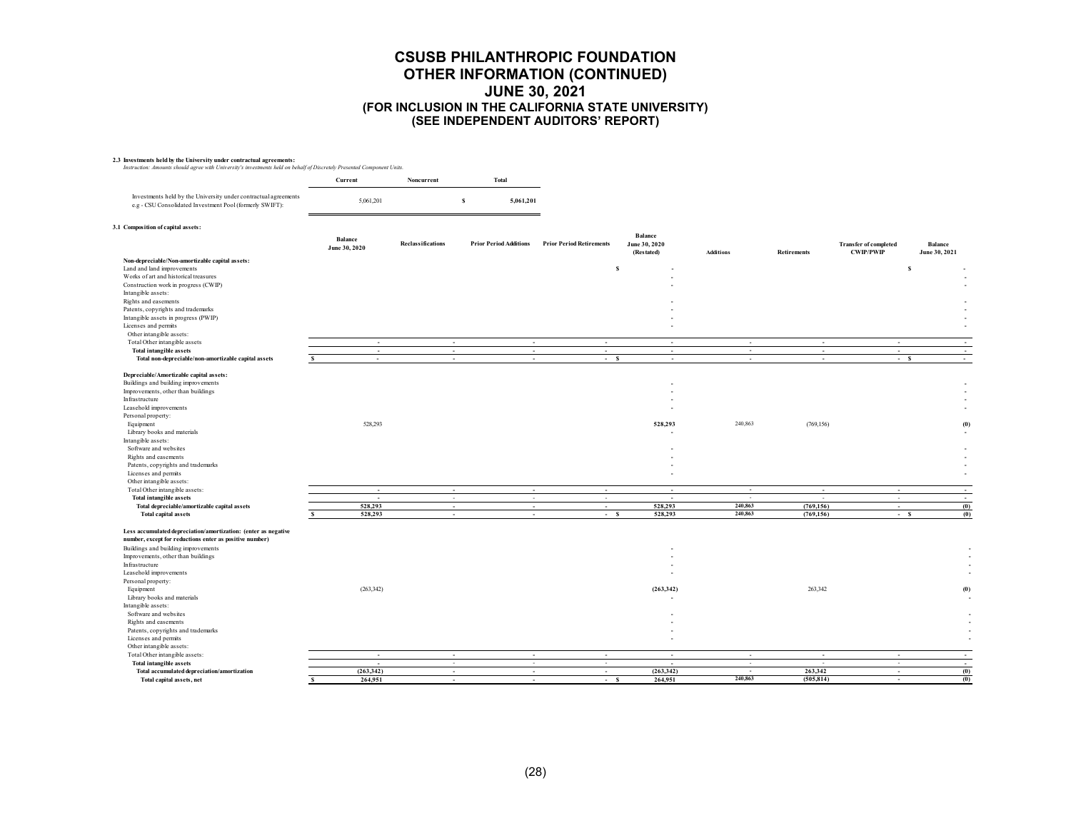# CSUSB PHILANTHROPIC FOUNDATION
## OTHER INFORMATION (CONTINUED)
## JUNE 30, 2021
### (FOR INCLUSION IN THE CALIFORNIA STATE UNIVERSITY)
### (SEE INDEPENDENT AUDITORS' REPORT)

**2.3 Investments held by the University under contractual agreements:**

*Instruction: Amounts should agree with University's investments held on behalf of Discretely Presented Component Units.*

| | Current | Noncurrent | Total |
|---|---|---|---|
| Investments held by the University under contractual agreements e.g - CSU Consolidated Investment Pool (formerly SWIFT): | 5,061,201 | | $ 5,061,201 |

**3.1 Composition of capital assets:**

| | Balance June 30, 2020 | Reclassifications | Prior Period Additions | Prior Period Retirements | Balance June 30, 2020 (Restated) | Additions | Retirements | Transfer of completed CWIP/PWIP | Balance June 30, 2021 |
|---|---|---|---|---|---|---|---|---|---|
| **Non-depreciable/Non-amortizable capital assets:** | | | | | | | | | |
| Land and land improvements | | | | | $ - | | | | $ - |
| Works of art and historical treasures | | | | | - | | | | - |
| Construction work in progress (CWIP) | | | | | - | | | | - |
| Intangible assets: | | | | | | | | | |
| Rights and easements | | | | | - | | | | - |
| Patents, copyrights and trademarks | | | | | - | | | | - |
| Intangible assets in progress (PWIP) | | | | | - | | | | - |
| Licenses and permits | | | | | - | | | | - |
| Other intangible assets: | | | | | | | | | |
| Total Other intangible assets | - | - | - | - | - | - | - | - | - |
| **Total intangible assets** | - | - | - | - | - | - | - | - | - |
| **Total non-depreciable/non-amortizable capital assets** | $ - | - | - | - | $ - | - | - | - | $ - |
| **Depreciable/Amortizable capital assets:** | | | | | | | | | |
| Buildings and building improvements | | | | | - | | | | - |
| Improvements, other than buildings | | | | | - | | | | - |
| Infrastructure | | | | | - | | | | - |
| Leasehold improvements | | | | | - | | | | - |
| Personal property: | | | | | | | | | |
| Equipment | 528,293 | | | | 528,293 | 240,863 | (769,156) | | (0) |
| Library books and materials | | | | | - | | | | - |
| Intangible assets: | | | | | | | | | |
| Software and websites | | | | | - | | | | - |
| Rights and easements | | | | | - | | | | - |
| Patents, copyrights and trademarks | | | | | - | | | | - |
| Licenses and permits | | | | | - | | | | - |
| Other intangible assets: | | | | | | | | | |
| Total Other intangible assets: | - | - | - | - | - | - | - | - | - |
| **Total intangible assets** | - | - | - | - | - | - | - | - | - |
| **Total depreciable/amortizable capital assets** | 528,293 | - | - | - | 528,293 | 240,863 | (769,156) | - | (0) |
| **Total capital assets** | $ 528,293 | - | - | - | $ 528,293 | 240,863 | (769,156) | - | $ (0) |
| **Less accumulated depreciation/amortization: (enter as negative number, except for reductions enter as positive number)** | | | | | | | | | |
| Buildings and building improvements | | | | | - | | | | - |
| Improvements, other than buildings | | | | | - | | | | - |
| Infrastructure | | | | | - | | | | - |
| Leasehold improvements | | | | | - | | | | - |
| Personal property: | | | | | | | | | |
| Equipment | (263,342) | | | | (263,342) | | 263,342 | | (0) |
| Library books and materials | | | | | - | | | | - |
| Intangible assets: | | | | | | | | | |
| Software and websites | | | | | - | | | | - |
| Rights and easements | | | | | - | | | | - |
| Patents, copyrights and trademarks | | | | | - | | | | - |
| Licenses and permits | | | | | - | | | | - |
| Other intangible assets: | | | | | | | | | |
| Total Other intangible assets: | - | - | - | - | - | - | - | - | - |
| **Total intangible assets** | - | - | - | - | - | - | - | - | - |
| **Total accumulated depreciation/amortization** | (263,342) | - | - | - | (263,342) | - | 263,342 | - | (0) |
| **Total capital assets, net** | $ 264,951 | - | - | - | $ 264,951 | 240,863 | (505,814) | - | (0) |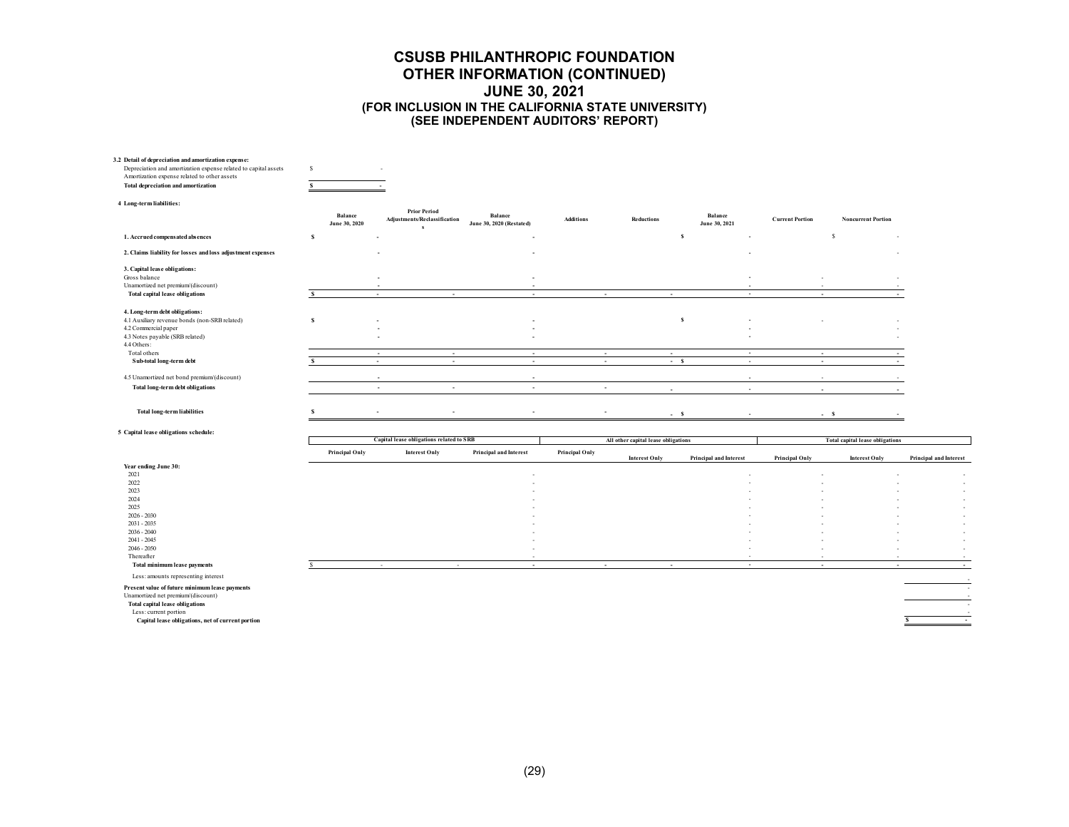# CSUSB PHILANTHROPIC FOUNDATION
## OTHER INFORMATION (CONTINUED)
## JUNE 30, 2021
### (FOR INCLUSION IN THE CALIFORNIA STATE UNIVERSITY)
### (SEE INDEPENDENT AUDITORS' REPORT)

**3.2 Detail of depreciation and amortization expense:**

| | |
|---|---|
| Depreciation and amortization expense related to capital assets | $ - |
| Amortization expense related to other assets | |
| **Total depreciation and amortization** | **$ -** |

**4 Long-term liabilities:**

| | Balance June 30, 2020 | Prior Period Adjustments/Reclassifications | Balance June 30, 2020 (Restated) | Additions | Reductions | Balance June 30, 2021 | Current Portion | Noncurrent Portion |
|---|---|---|---|---|---|---|---|---|
| **1. Accrued compensated absences** | $ - | | - | | | $ - | | $ - |
| **2. Claims liability for losses and loss adjustment expenses** | - | | - | | | - | | - |
| **3. Capital lease obligations:** | | | | | | | | |
| Gross balance | - | | - | | | - | - | - |
| Unamortized net premium/(discount) | - | | - | | | - | - | - |
| **Total capital lease obligations** | $ - | - | - | - | - | - | - | - |
| **4. Long-term debt obligations:** | | | | | | | | |
| 4.1 Auxiliary revenue bonds (non-SRB related) | $ - | | - | | | $ - | - | - |
| 4.2 Commercial paper | - | | - | | | - | | - |
| 4.3 Notes payable (SRB related) | - | | - | | | - | | - |
| 4.4 Others: | | | | | | | | |
| Total others | - | - | - | - | - | - | - | - |
| **Sub-total long-term debt** | $ - | - | - | - | - | $ - | - | - |
| 4.5 Unamortized net bond premium/(discount) | - | | - | | | - | - | - |
| **Total long-term debt obligations** | - | - | - | - | - | - | - | - |
| **Total long-term liabilities** | $ - | - | - | - | - | $ - | - | $ - |

**5 Capital lease obligations schedule:**

| | Capital lease obligations related to SRB | | | All other capital lease obligations | | | Total capital lease obligations | | |
|---|---|---|---|---|---|---|---|---|---|
| | Principal Only | Interest Only | Principal and Interest | Principal Only | Interest Only | Principal and Interest | Principal Only | Interest Only | Principal and Interest |
| **Year ending June 30:** | | | | | | | | | |
| 2021 | | | - | | | - | - | - | - |
| 2022 | | | - | | | - | - | - | - |
| 2023 | | | - | | | - | - | - | - |
| 2024 | | | - | | | - | - | - | - |
| 2025 | | | - | | | - | - | - | - |
| 2026 - 2030 | | | - | | | - | - | - | - |
| 2031 - 2035 | | | - | | | - | - | - | - |
| 2036 - 2040 | | | - | | | - | - | - | - |
| 2041 - 2045 | | | - | | | - | - | - | - |
| 2046 - 2050 | | | - | | | - | - | - | - |
| Thereafter | | | - | | | - | - | - | - |
| **Total minimum lease payments** | $ - | - | - | - | - | - | - | - | - |
| Less: amounts representing interest | | | | | | | | | - |
| **Present value of future minimum lease payments** | | | | | | | | | - |
| Unamortized net premium/(discount) | | | | | | | | | - |
| **Total capital lease obligations** | | | | | | | | | - |
| Less: current portion | | | | | | | | | - |
| **Capital lease obligations, net of current portion** | | | | | | | | | $ - |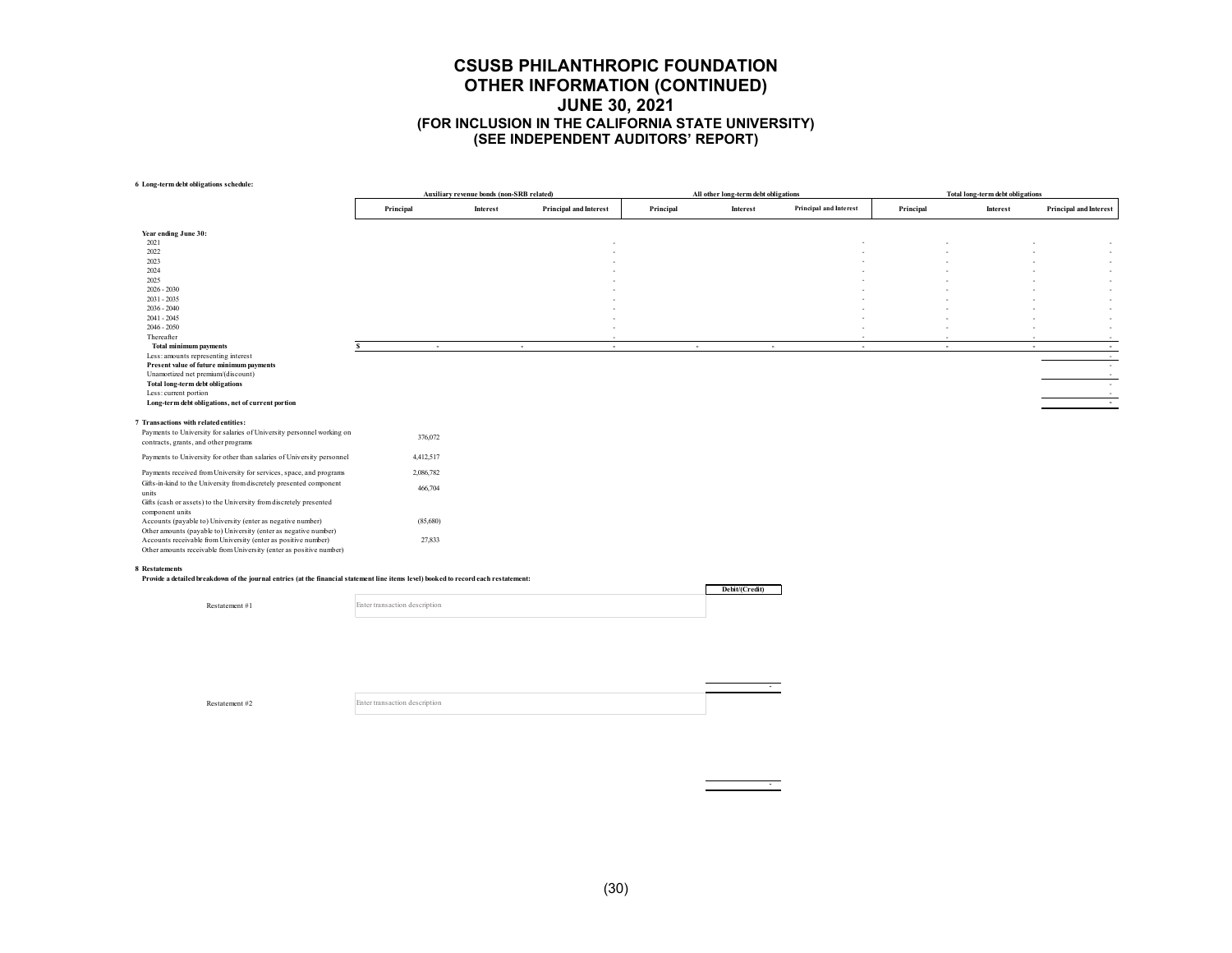# CSUSB PHILANTHROPIC FOUNDATION
## OTHER INFORMATION (CONTINUED)
## JUNE 30, 2021
### (FOR INCLUSION IN THE CALIFORNIA STATE UNIVERSITY)
### (SEE INDEPENDENT AUDITORS' REPORT)

**6 Long-term debt obligations schedule:**

| | Auxiliary revenue bonds (non-SRB related) | | | All other long-term debt obligations | | | Total long-term debt obligations | | |
|---|---|---|---|---|---|---|---|---|---|
| | Principal | Interest | Principal and Interest | Principal | Interest | Principal and Interest | Principal | Interest | Principal and Interest |
| **Year ending June 30:** | | | | | | | | | |
| 2021 | | | - | | | - | - | - | - |
| 2022 | | | - | | | - | - | - | - |
| 2023 | | | - | | | - | - | - | - |
| 2024 | | | - | | | - | - | - | - |
| 2025 | | | - | | | - | - | - | - |
| 2026 - 2030 | | | - | | | - | - | - | - |
| 2031 - 2035 | | | - | | | - | - | - | - |
| 2036 - 2040 | | | - | | | - | - | - | - |
| 2041 - 2045 | | | - | | | - | - | - | - |
| 2046 - 2050 | | | - | | | - | - | - | - |
| Thereafter | | | - | | | - | - | - | - |
| **Total minimum payments** | $ - | - | - | - | - | - | - | - | - |
| Less: amounts representing interest | | | | | | | | | - |
| **Present value of future minimum payments** | | | | | | | | | - |
| Unamortized net premium/(discount) | | | | | | | | | - |
| **Total long-term debt obligations** | | | | | | | | | - |
| Less: current portion | | | | | | | | | - |
| **Long-term debt obligations, net of current portion** | | | | | | | | | - |

**7 Transactions with related entities:**

| | |
|---|---|
| Payments to University for salaries of University personnel working on contracts, grants, and other programs | 376,072 |
| Payments to University for other than salaries of University personnel | 4,412,517 |
| Payments received from University for services, space, and programs | 2,086,782 |
| Gifts-in-kind to the University from discretely presented component units | 466,704 |
| Gifts (cash or assets) to the University from discretely presented component units | |
| Accounts (payable to) University (enter as negative number) | (85,680) |
| Other amounts (payable to) University (enter as negative number) | |
| Accounts receivable from University (enter as positive number) | 27,833 |
| Other amounts receivable from University (enter as positive number) | |

**8 Restatements**

**Provide a detailed breakdown of the journal entries (at the financial statement line items level) booked to record each restatement:**

| | | Debit/(Credit) |
|---|---|---|
| Restatement #1 | Enter transaction description | |
| | | - |
| Restatement #2 | Enter transaction description | |
| | | - |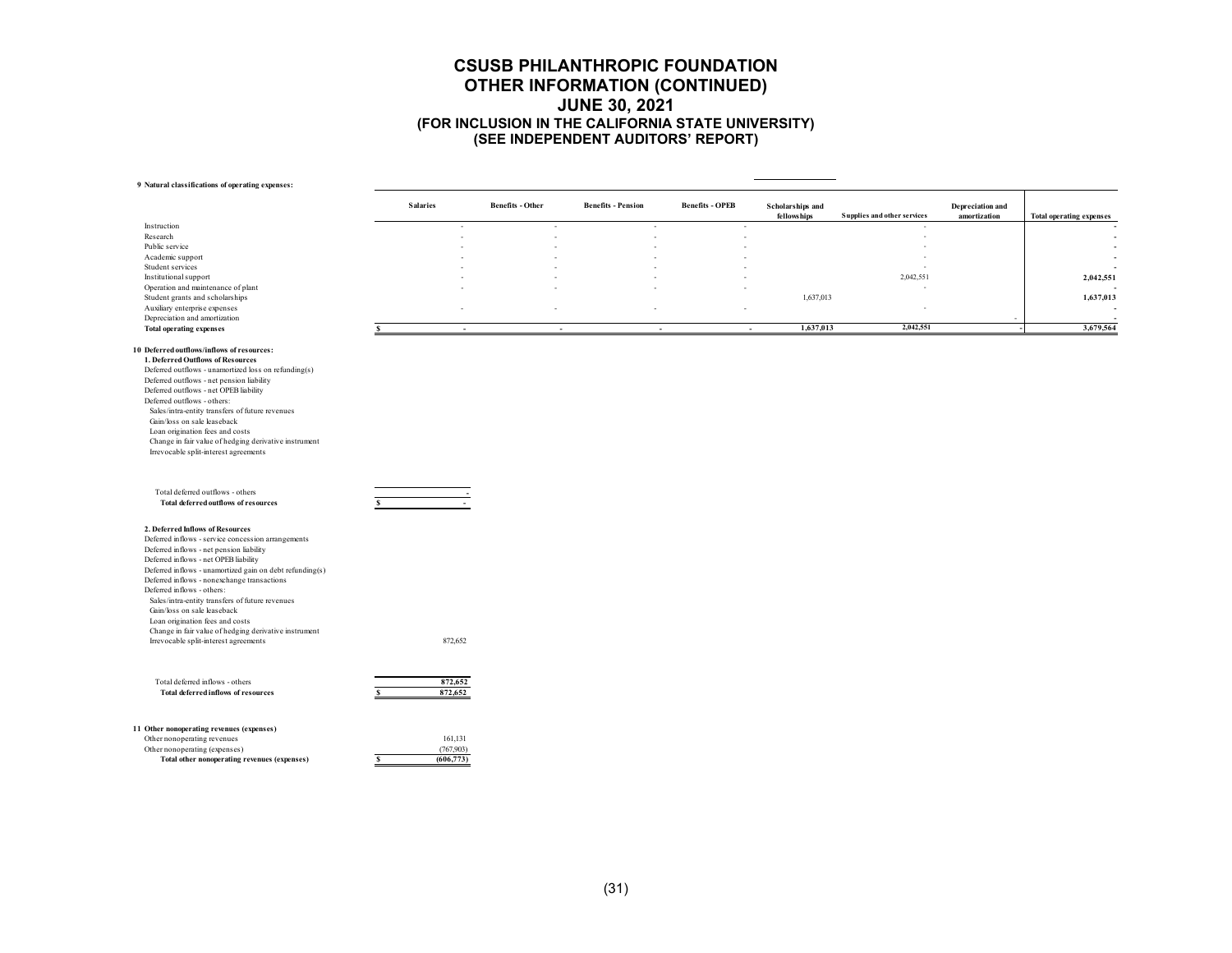# CSUSB PHILANTHROPIC FOUNDATION
## OTHER INFORMATION (CONTINUED)
## JUNE 30, 2021
### (FOR INCLUSION IN THE CALIFORNIA STATE UNIVERSITY)
### (SEE INDEPENDENT AUDITORS' REPORT)

**9 Natural classifications of operating expenses:**

| | Salaries | Benefits - Other | Benefits - Pension | Benefits - OPEB | Scholarships and fellowships | Supplies and other services | Depreciation and amortization | Total operating expenses |
|---|---|---|---|---|---|---|---|---|
| Instruction | - | - | - | - | | - | | - |
| Research | - | - | - | - | | - | | - |
| Public service | - | - | - | - | | - | | - |
| Academic support | - | - | - | - | | - | | - |
| Student services | - | - | - | - | | - | | - |
| Institutional support | - | - | - | - | | 2,042,551 | | **2,042,551** |
| Operation and maintenance of plant | - | - | - | - | | - | | - |
| Student grants and scholarships | | | | | 1,637,013 | | | **1,637,013** |
| Auxiliary enterprise expenses | - | - | - | - | | - | | - |
| Depreciation and amortization | | | | | | | - | - |
| **Total operating expenses** | $ - | - | - | - | **1,637,013** | **2,042,551** | - | **3,679,564** |

**10 Deferred outflows/inflows of resources:**

**1. Deferred Outflows of Resources**

| | |
|---|---|
| Deferred outflows - unamortized loss on refunding(s) | |
| Deferred outflows - net pension liability | |
| Deferred outflows - net OPEB liability | |
| Deferred outflows - others: | |
| Sales/intra-entity transfers of future revenues | |
| Gain/loss on sale leaseback | |
| Loan origination fees and costs | |
| Change in fair value of hedging derivative instrument | |
| Irrevocable split-interest agreements | |
| Total deferred outflows - others | - |
| **Total deferred outflows of resources** | $ - |

**2. Deferred Inflows of Resources**

| | |
|---|---|
| Deferred inflows - service concession arrangements | |
| Deferred inflows - net pension liability | |
| Deferred inflows - net OPEB liability | |
| Deferred inflows - unamortized gain on debt refunding(s) | |
| Deferred inflows - nonexchange transactions | |
| Deferred inflows - others: | |
| Sales/intra-entity transfers of future revenues | |
| Gain/loss on sale leaseback | |
| Loan origination fees and costs | |
| Change in fair value of hedging derivative instrument | |
| Irrevocable split-interest agreements | 872,652 |
| Total deferred inflows - others | **872,652** |
| **Total deferred inflows of resources** | $ **872,652** |

**11 Other nonoperating revenues (expenses)**

| | |
|---|---|
| Other nonoperating revenues | 161,131 |
| Other nonoperating (expenses) | (767,903) |
| **Total other nonoperating revenues (expenses)** | $ **(606,773)** |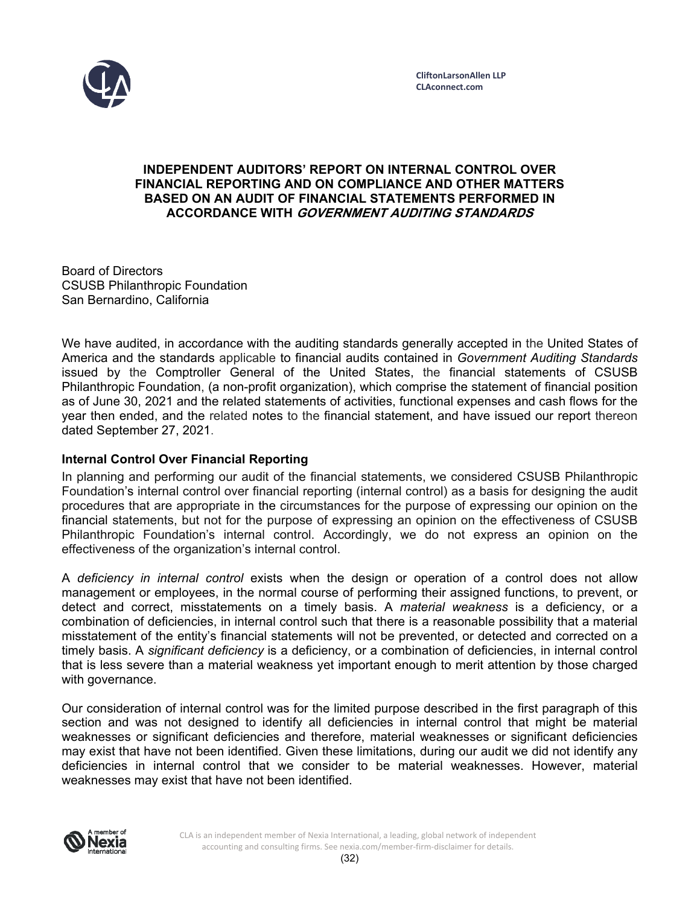CliftonLarsonAllen LLP
CLAconnect.com

# INDEPENDENT AUDITORS' REPORT ON INTERNAL CONTROL OVER FINANCIAL REPORTING AND ON COMPLIANCE AND OTHER MATTERS BASED ON AN AUDIT OF FINANCIAL STATEMENTS PERFORMED IN ACCORDANCE WITH *GOVERNMENT AUDITING STANDARDS*

Board of Directors
CSUSB Philanthropic Foundation
San Bernardino, California

We have audited, in accordance with the auditing standards generally accepted in the United States of America and the standards applicable to financial audits contained in *Government Auditing Standards* issued by the Comptroller General of the United States, the financial statements of CSUSB Philanthropic Foundation, (a non-profit organization), which comprise the statement of financial position as of June 30, 2021 and the related statements of activities, functional expenses and cash flows for the year then ended, and the related notes to the financial statement, and have issued our report thereon dated September 27, 2021.

## Internal Control Over Financial Reporting

In planning and performing our audit of the financial statements, we considered CSUSB Philanthropic Foundation's internal control over financial reporting (internal control) as a basis for designing the audit procedures that are appropriate in the circumstances for the purpose of expressing our opinion on the financial statements, but not for the purpose of expressing an opinion on the effectiveness of CSUSB Philanthropic Foundation's internal control. Accordingly, we do not express an opinion on the effectiveness of the organization's internal control.

A *deficiency in internal control* exists when the design or operation of a control does not allow management or employees, in the normal course of performing their assigned functions, to prevent, or detect and correct, misstatements on a timely basis. A *material weakness* is a deficiency, or a combination of deficiencies, in internal control such that there is a reasonable possibility that a material misstatement of the entity's financial statements will not be prevented, or detected and corrected on a timely basis. A *significant deficiency* is a deficiency, or a combination of deficiencies, in internal control that is less severe than a material weakness yet important enough to merit attention by those charged with governance.

Our consideration of internal control was for the limited purpose described in the first paragraph of this section and was not designed to identify all deficiencies in internal control that might be material weaknesses or significant deficiencies and therefore, material weaknesses or significant deficiencies may exist that have not been identified. Given these limitations, during our audit we did not identify any deficiencies in internal control that we consider to be material weaknesses. However, material weaknesses may exist that have not been identified.

CLA is an independent member of Nexia International, a leading, global network of independent accounting and consulting firms. See nexia.com/member-firm-disclaimer for details.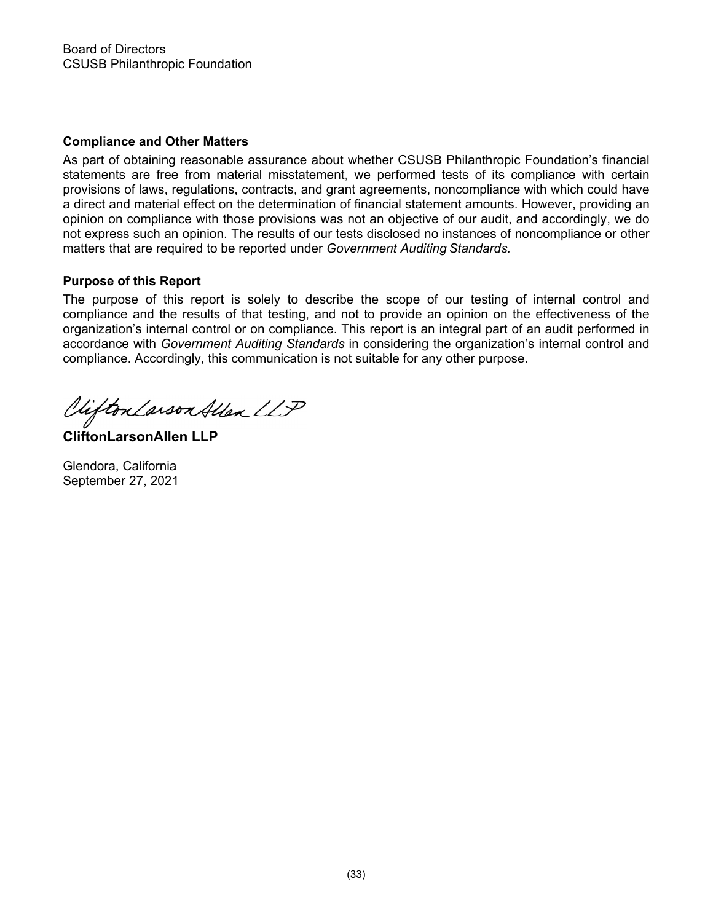Board of Directors
CSUSB Philanthropic Foundation

**Compliance and Other Matters**

As part of obtaining reasonable assurance about whether CSUSB Philanthropic Foundation's financial statements are free from material misstatement, we performed tests of its compliance with certain provisions of laws, regulations, contracts, and grant agreements, noncompliance with which could have a direct and material effect on the determination of financial statement amounts. However, providing an opinion on compliance with those provisions was not an objective of our audit, and accordingly, we do not express such an opinion. The results of our tests disclosed no instances of noncompliance or other matters that are required to be reported under *Government Auditing Standards*.

**Purpose of this Report**

The purpose of this report is solely to describe the scope of our testing of internal control and compliance and the results of that testing, and not to provide an opinion on the effectiveness of the organization's internal control or on compliance. This report is an integral part of an audit performed in accordance with *Government Auditing Standards* in considering the organization's internal control and compliance. Accordingly, this communication is not suitable for any other purpose.

CliftonLarsonAllen LLP

**CliftonLarsonAllen LLP**

Glendora, California
September 27, 2021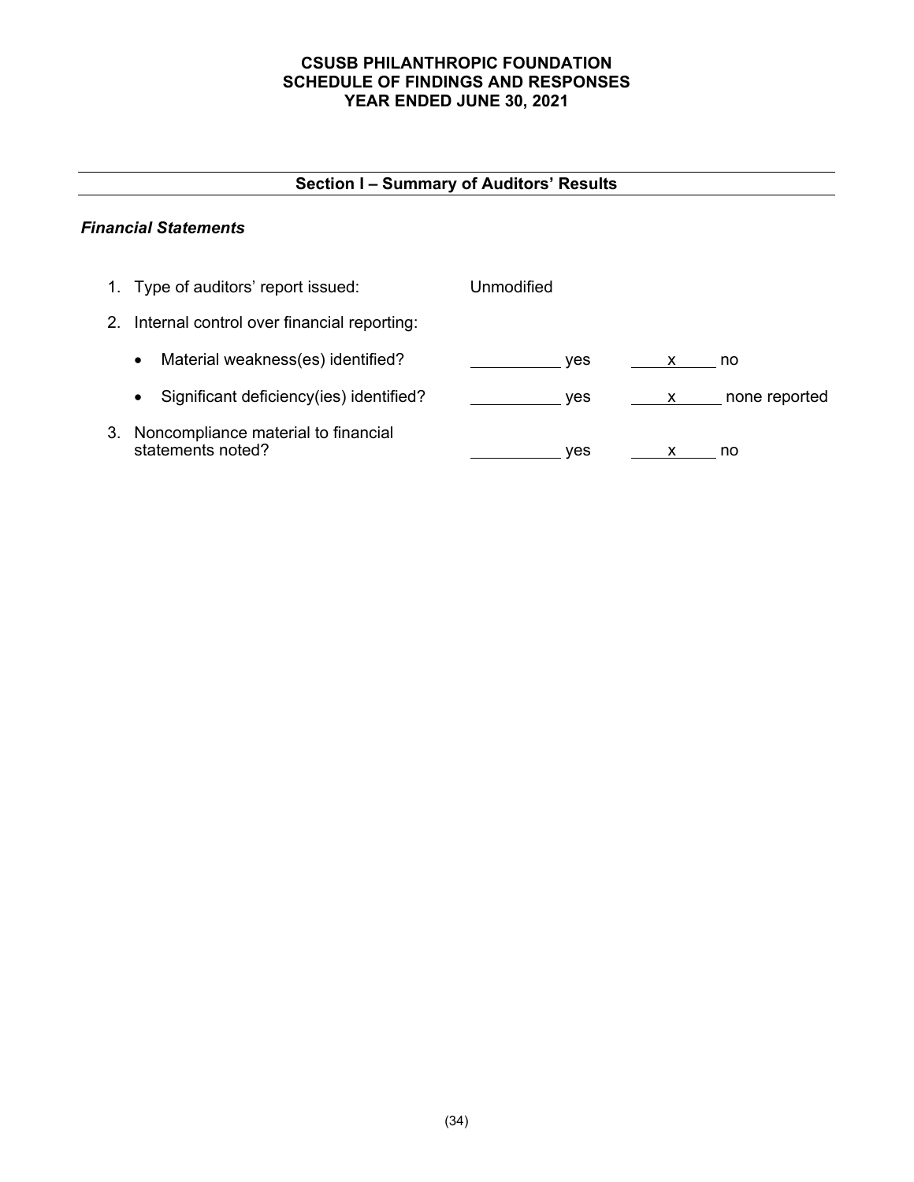# CSUSB PHILANTHROPIC FOUNDATION
# SCHEDULE OF FINDINGS AND RESPONSES
# YEAR ENDED JUNE 30, 2021

## Section I – Summary of Auditors' Results

### *Financial Statements*

1. Type of auditors' report issued: Unmodified

2. Internal control over financial reporting:

| | | |
|---|---|---|
| • Material weakness(es) identified? | ______ yes | x no |
| • Significant deficiency(ies) identified? | ______ yes | x none reported |

3. Noncompliance material to financial statements noted? ______ yes x no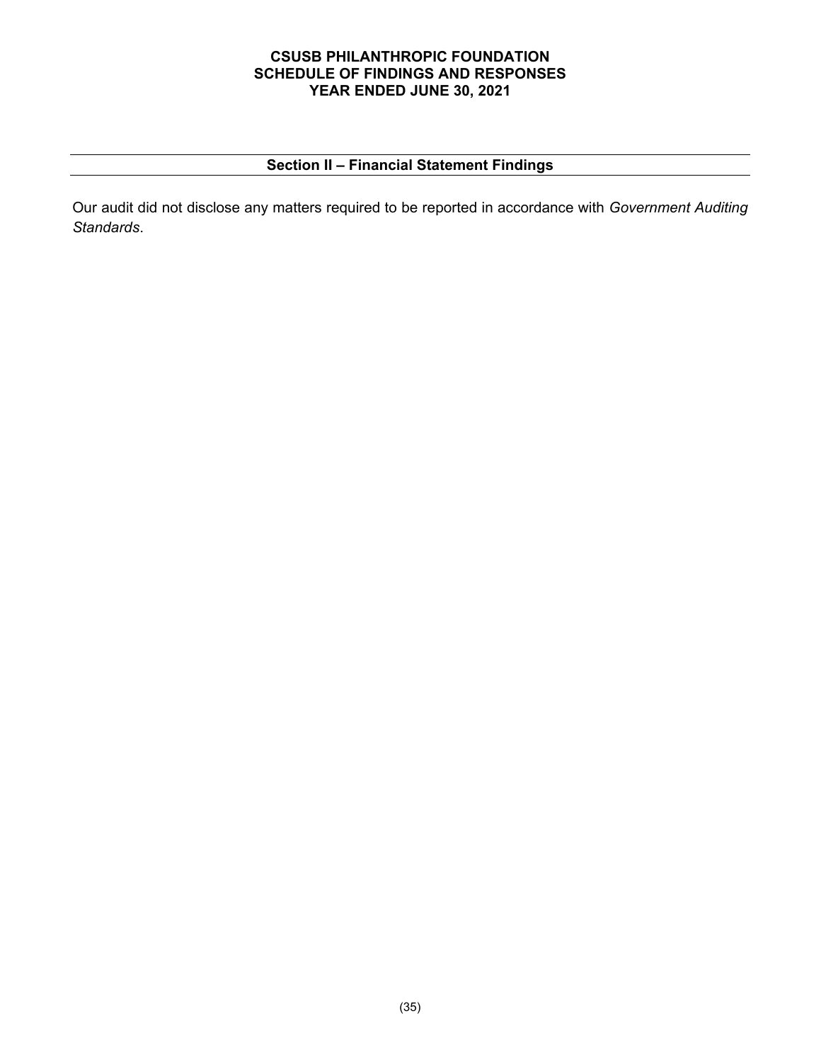**CSUSB PHILANTHROPIC FOUNDATION**
**SCHEDULE OF FINDINGS AND RESPONSES**
**YEAR ENDED JUNE 30, 2021**

## Section II – Financial Statement Findings

Our audit did not disclose any matters required to be reported in accordance with *Government Auditing Standards*.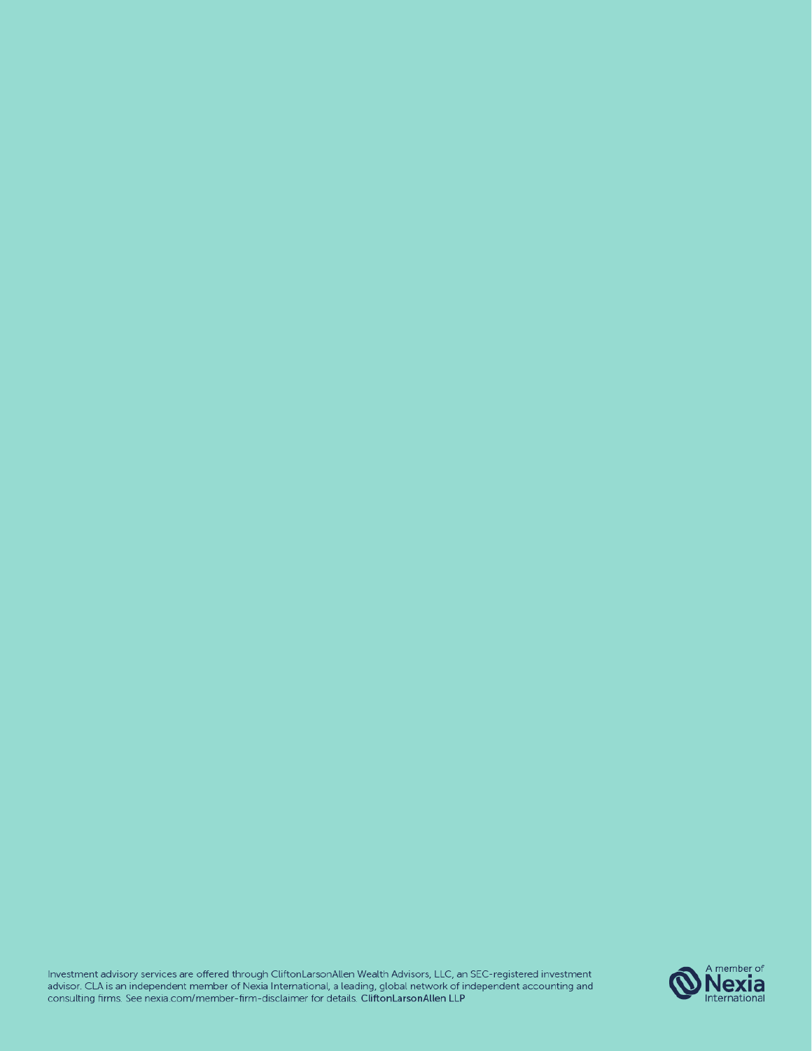Investment advisory services are offered through CliftonLarsonAllen Wealth Advisors, LLC, an SEC-registered investment advisor. CLA is an independent member of Nexia International, a leading, global network of independent accounting and consulting firms. See nexia.com/member-firm-disclaimer for details. **CliftonLarsonAllen LLP**

A member of Nexia International